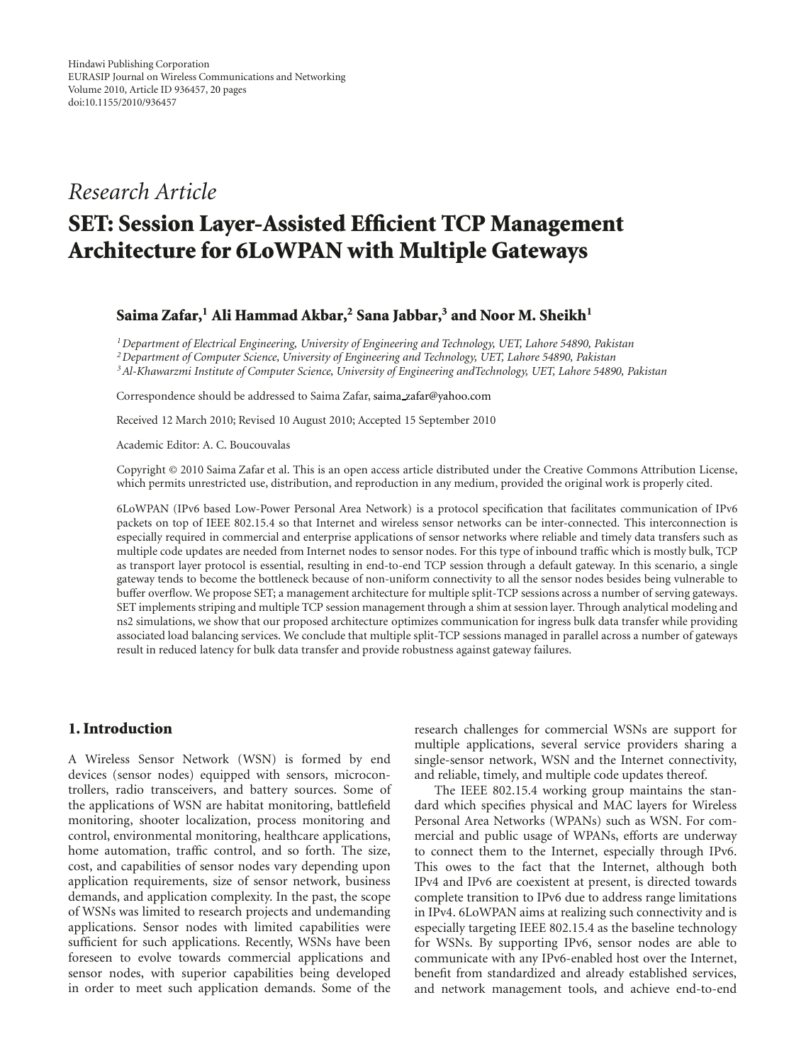Hindawi Publishing Corporation
EURASIP Journal on Wireless Communications and Networking
Volume 2010, Article ID 936457, 20 pages
doi:10.1155/2010/936457

*Research Article*

# SET: Session Layer-Assisted Efficient TCP Management Architecture for 6LoWPAN with Multiple Gateways

**Saima Zafar,[1] Ali Hammad Akbar,[2] Sana Jabbar,[3] and Noor M. Sheikh[1]**

[1] *Department of Electrical Engineering, University of Engineering and Technology, UET, Lahore 54890, Pakistan*
[2] *Department of Computer Science, University of Engineering and Technology, UET, Lahore 54890, Pakistan*
[3] *Al-Khawarzmi Institute of Computer Science, University of Engineering andTechnology, UET, Lahore 54890, Pakistan*

Correspondence should be addressed to Saima Zafar, saima_zafar@yahoo.com

Received 12 March 2010; Revised 10 August 2010; Accepted 15 September 2010

Academic Editor: A. C. Boucouvalas

Copyright © 2010 Saima Zafar et al. This is an open access article distributed under the Creative Commons Attribution License, which permits unrestricted use, distribution, and reproduction in any medium, provided the original work is properly cited.

6LoWPAN (IPv6 based Low-Power Personal Area Network) is a protocol specification that facilitates communication of IPv6 packets on top of IEEE 802.15.4 so that Internet and wireless sensor networks can be inter-connected. This interconnection is especially required in commercial and enterprise applications of sensor networks where reliable and timely data transfers such as multiple code updates are needed from Internet nodes to sensor nodes. For this type of inbound traffic which is mostly bulk, TCP as transport layer protocol is essential, resulting in end-to-end TCP session through a default gateway. In this scenario, a single gateway tends to become the bottleneck because of non-uniform connectivity to all the sensor nodes besides being vulnerable to buffer overflow. We propose SET; a management architecture for multiple split-TCP sessions across a number of serving gateways. SET implements striping and multiple TCP session management through a shim at session layer. Through analytical modeling and ns2 simulations, we show that our proposed architecture optimizes communication for ingress bulk data transfer while providing associated load balancing services. We conclude that multiple split-TCP sessions managed in parallel across a number of gateways result in reduced latency for bulk data transfer and provide robustness against gateway failures.

## 1. Introduction

A Wireless Sensor Network (WSN) is formed by end devices (sensor nodes) equipped with sensors, microcontrollers, radio transceivers, and battery sources. Some of the applications of WSN are habitat monitoring, battlefield monitoring, shooter localization, process monitoring and control, environmental monitoring, healthcare applications, home automation, traffic control, and so forth. The size, cost, and capabilities of sensor nodes vary depending upon application requirements, size of sensor network, business demands, and application complexity. In the past, the scope of WSNs was limited to research projects and undemanding applications. Sensor nodes with limited capabilities were sufficient for such applications. Recently, WSNs have been foreseen to evolve towards commercial applications and sensor nodes, with superior capabilities being developed in order to meet such application demands. Some of the research challenges for commercial WSNs are support for multiple applications, several service providers sharing a single-sensor network, WSN and the Internet connectivity, and reliable, timely, and multiple code updates thereof.

The IEEE 802.15.4 working group maintains the standard which specifies physical and MAC layers for Wireless Personal Area Networks (WPANs) such as WSN. For commercial and public usage of WPANs, efforts are underway to connect them to the Internet, especially through IPv6. This owes to the fact that the Internet, although both IPv4 and IPv6 are coexistent at present, is directed towards complete transition to IPv6 due to address range limitations in IPv4. 6LoWPAN aims at realizing such connectivity and is especially targeting IEEE 802.15.4 as the baseline technology for WSNs. By supporting IPv6, sensor nodes are able to communicate with any IPv6-enabled host over the Internet, benefit from standardized and already established services, and network management tools, and achieve end-to-end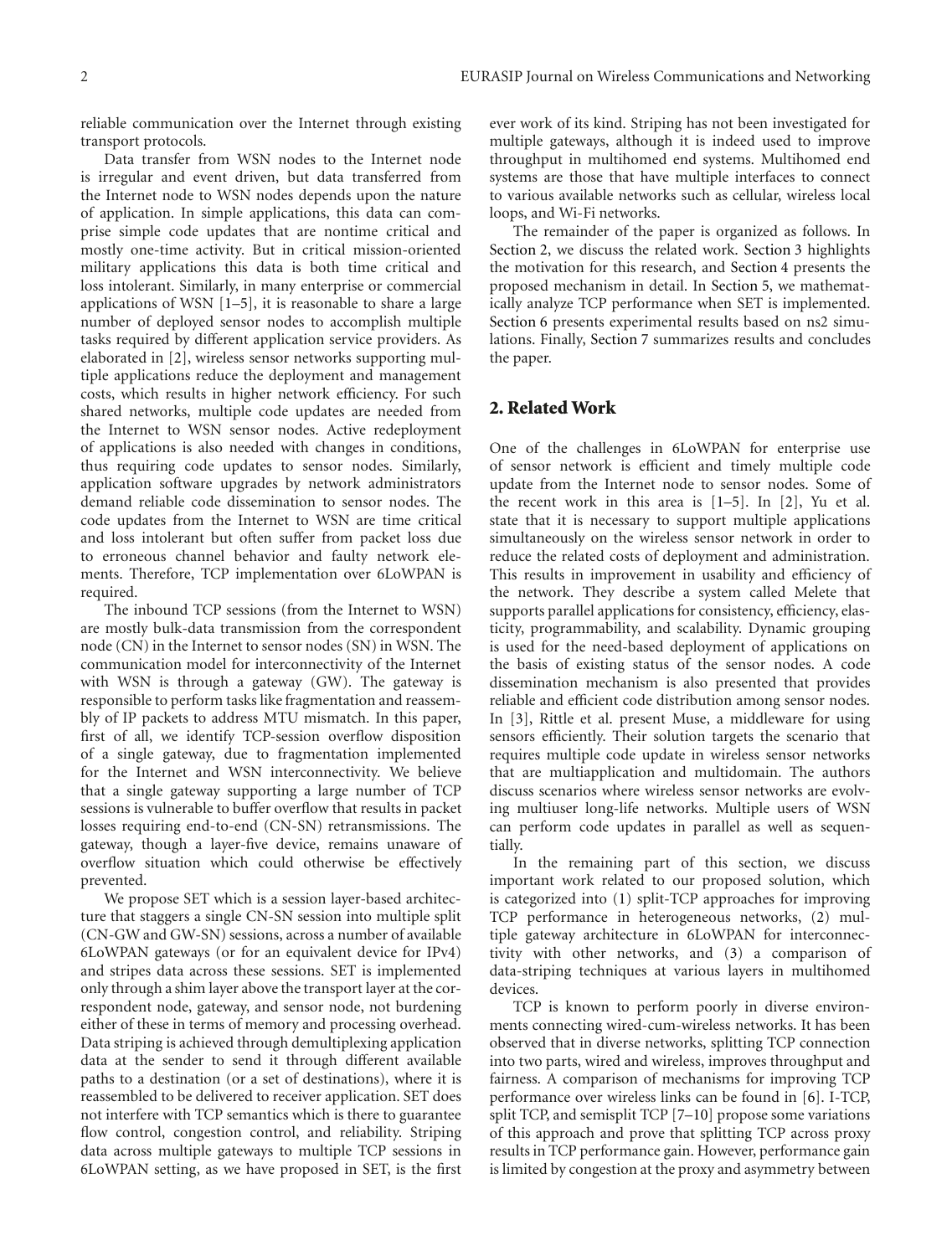reliable communication over the Internet through existing transport protocols.

Data transfer from WSN nodes to the Internet node is irregular and event driven, but data transferred from the Internet node to WSN nodes depends upon the nature of application. In simple applications, this data can comprise simple code updates that are nontime critical and mostly one-time activity. But in critical mission-oriented military applications this data is both time critical and loss intolerant. Similarly, in many enterprise or commercial applications of WSN [1–5], it is reasonable to share a large number of deployed sensor nodes to accomplish multiple tasks required by different application service providers. As elaborated in [2], wireless sensor networks supporting multiple applications reduce the deployment and management costs, which results in higher network efficiency. For such shared networks, multiple code updates are needed from the Internet to WSN sensor nodes. Active redeployment of applications is also needed with changes in conditions, thus requiring code updates to sensor nodes. Similarly, application software upgrades by network administrators demand reliable code dissemination to sensor nodes. The code updates from the Internet to WSN are time critical and loss intolerant but often suffer from packet loss due to erroneous channel behavior and faulty network elements. Therefore, TCP implementation over 6LoWPAN is required.

The inbound TCP sessions (from the Internet to WSN) are mostly bulk-data transmission from the correspondent node (CN) in the Internet to sensor nodes (SN) in WSN. The communication model for interconnectivity of the Internet with WSN is through a gateway (GW). The gateway is responsible to perform tasks like fragmentation and reassembly of IP packets to address MTU mismatch. In this paper, first of all, we identify TCP-session overflow disposition of a single gateway, due to fragmentation implemented for the Internet and WSN interconnectivity. We believe that a single gateway supporting a large number of TCP sessions is vulnerable to buffer overflow that results in packet losses requiring end-to-end (CN-SN) retransmissions. The gateway, though a layer-five device, remains unaware of overflow situation which could otherwise be effectively prevented.

We propose SET which is a session layer-based architecture that staggers a single CN-SN session into multiple split (CN-GW and GW-SN) sessions, across a number of available 6LoWPAN gateways (or for an equivalent device for IPv4) and stripes data across these sessions. SET is implemented only through a shim layer above the transport layer at the correspondent node, gateway, and sensor node, not burdening either of these in terms of memory and processing overhead. Data striping is achieved through demultiplexing application data at the sender to send it through different available paths to a destination (or a set of destinations), where it is reassembled to be delivered to receiver application. SET does not interfere with TCP semantics which is there to guarantee flow control, congestion control, and reliability. Striping data across multiple gateways to multiple TCP sessions in 6LoWPAN setting, as we have proposed in SET, is the first ever work of its kind. Striping has not been investigated for multiple gateways, although it is indeed used to improve throughput in multihomed end systems. Multihomed end systems are those that have multiple interfaces to connect to various available networks such as cellular, wireless local loops, and Wi-Fi networks.

The remainder of the paper is organized as follows. In Section 2, we discuss the related work. Section 3 highlights the motivation for this research, and Section 4 presents the proposed mechanism in detail. In Section 5, we mathematically analyze TCP performance when SET is implemented. Section 6 presents experimental results based on ns2 simulations. Finally, Section 7 summarizes results and concludes the paper.

## 2. Related Work

One of the challenges in 6LoWPAN for enterprise use of sensor network is efficient and timely multiple code update from the Internet node to sensor nodes. Some of the recent work in this area is [1–5]. In [2], Yu et al. state that it is necessary to support multiple applications simultaneously on the wireless sensor network in order to reduce the related costs of deployment and administration. This results in improvement in usability and efficiency of the network. They describe a system called Melete that supports parallel applications for consistency, efficiency, elasticity, programmability, and scalability. Dynamic grouping is used for the need-based deployment of applications on the basis of existing status of the sensor nodes. A code dissemination mechanism is also presented that provides reliable and efficient code distribution among sensor nodes. In [3], Rittle et al. present Muse, a middleware for using sensors efficiently. Their solution targets the scenario that requires multiple code update in wireless sensor networks that are multiapplication and multidomain. The authors discuss scenarios where wireless sensor networks are evolving multiuser long-life networks. Multiple users of WSN can perform code updates in parallel as well as sequentially.

In the remaining part of this section, we discuss important work related to our proposed solution, which is categorized into (1) split-TCP approaches for improving TCP performance in heterogeneous networks, (2) multiple gateway architecture in 6LoWPAN for interconnectivity with other networks, and (3) a comparison of data-striping techniques at various layers in multihomed devices.

TCP is known to perform poorly in diverse environments connecting wired-cum-wireless networks. It has been observed that in diverse networks, splitting TCP connection into two parts, wired and wireless, improves throughput and fairness. A comparison of mechanisms for improving TCP performance over wireless links can be found in [6]. I-TCP, split TCP, and semisplit TCP [7–10] propose some variations of this approach and prove that splitting TCP across proxy results in TCP performance gain. However, performance gain is limited by congestion at the proxy and asymmetry between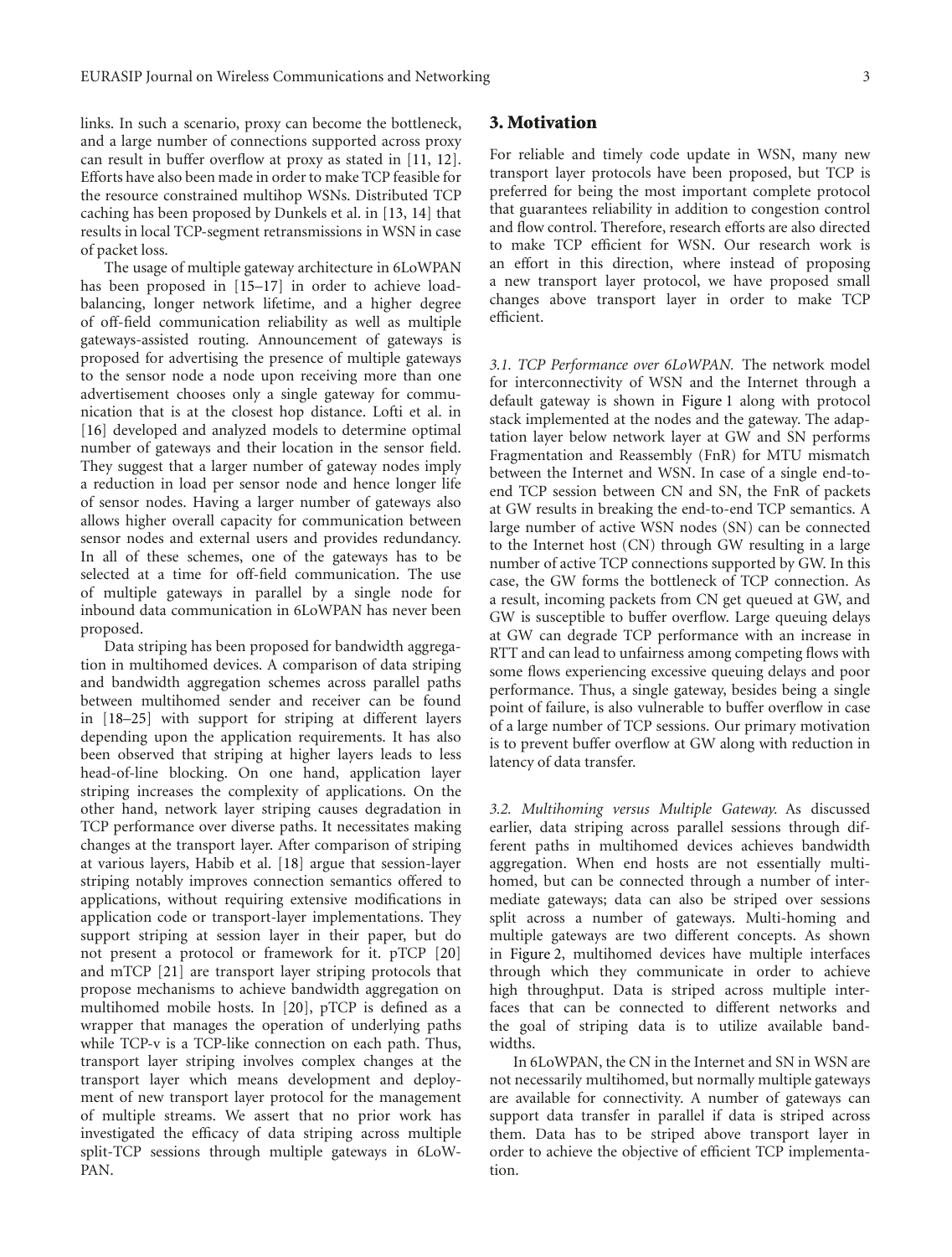links. In such a scenario, proxy can become the bottleneck, and a large number of connections supported across proxy can result in buffer overflow at proxy as stated in [11, 12]. Efforts have also been made in order to make TCP feasible for the resource constrained multihop WSNs. Distributed TCP caching has been proposed by Dunkels et al. in [13, 14] that results in local TCP-segment retransmissions in WSN in case of packet loss.

The usage of multiple gateway architecture in 6LoWPAN has been proposed in [15–17] in order to achieve load-balancing, longer network lifetime, and a higher degree of off-field communication reliability as well as multiple gateways-assisted routing. Announcement of gateways is proposed for advertising the presence of multiple gateways to the sensor node a node upon receiving more than one advertisement chooses only a single gateway for communication that is at the closest hop distance. Lofti et al. in [16] developed and analyzed models to determine optimal number of gateways and their location in the sensor field. They suggest that a larger number of gateway nodes imply a reduction in load per sensor node and hence longer life of sensor nodes. Having a larger number of gateways also allows higher overall capacity for communication between sensor nodes and external users and provides redundancy. In all of these schemes, one of the gateways has to be selected at a time for off-field communication. The use of multiple gateways in parallel by a single node for inbound data communication in 6LoWPAN has never been proposed.

Data striping has been proposed for bandwidth aggregation in multihomed devices. A comparison of data striping and bandwidth aggregation schemes across parallel paths between multihomed sender and receiver can be found in [18–25] with support for striping at different layers depending upon the application requirements. It has also been observed that striping at higher layers leads to less head-of-line blocking. On one hand, application layer striping increases the complexity of applications. On the other hand, network layer striping causes degradation in TCP performance over diverse paths. It necessitates making changes at the transport layer. After comparison of striping at various layers, Habib et al. [18] argue that session-layer striping notably improves connection semantics offered to applications, without requiring extensive modifications in application code or transport-layer implementations. They support striping at session layer in their paper, but do not present a protocol or framework for it. pTCP [20] and mTCP [21] are transport layer striping protocols that propose mechanisms to achieve bandwidth aggregation on multihomed mobile hosts. In [20], pTCP is defined as a wrapper that manages the operation of underlying paths while TCP-v is a TCP-like connection on each path. Thus, transport layer striping involves complex changes at the transport layer which means development and deployment of new transport layer protocol for the management of multiple streams. We assert that no prior work has investigated the efficacy of data striping across multiple split-TCP sessions through multiple gateways in 6LoWPAN.

## 3. Motivation

For reliable and timely code update in WSN, many new transport layer protocols have been proposed, but TCP is preferred for being the most important complete protocol that guarantees reliability in addition to congestion control and flow control. Therefore, research efforts are also directed to make TCP efficient for WSN. Our research work is an effort in this direction, where instead of proposing a new transport layer protocol, we have proposed small changes above transport layer in order to make TCP efficient.

*3.1. TCP Performance over 6LoWPAN.* The network model for interconnectivity of WSN and the Internet through a default gateway is shown in Figure 1 along with protocol stack implemented at the nodes and the gateway. The adaptation layer below network layer at GW and SN performs Fragmentation and Reassembly (FnR) for MTU mismatch between the Internet and WSN. In case of a single end-to-end TCP session between CN and SN, the FnR of packets at GW results in breaking the end-to-end TCP semantics. A large number of active WSN nodes (SN) can be connected to the Internet host (CN) through GW resulting in a large number of active TCP connections supported by GW. In this case, the GW forms the bottleneck of TCP connection. As a result, incoming packets from CN get queued at GW, and GW is susceptible to buffer overflow. Large queuing delays at GW can degrade TCP performance with an increase in RTT and can lead to unfairness among competing flows with some flows experiencing excessive queuing delays and poor performance. Thus, a single gateway, besides being a single point of failure, is also vulnerable to buffer overflow in case of a large number of TCP sessions. Our primary motivation is to prevent buffer overflow at GW along with reduction in latency of data transfer.

*3.2. Multihoming versus Multiple Gateway.* As discussed earlier, data striping across parallel sessions through different paths in multihomed devices achieves bandwidth aggregation. When end hosts are not essentially multihomed, but can be connected through a number of intermediate gateways; data can also be striped over sessions split across a number of gateways. Multi-homing and multiple gateways are two different concepts. As shown in Figure 2, multihomed devices have multiple interfaces through which they communicate in order to achieve high throughput. Data is striped across multiple interfaces that can be connected to different networks and the goal of striping data is to utilize available bandwidths.

In 6LoWPAN, the CN in the Internet and SN in WSN are not necessarily multihomed, but normally multiple gateways are available for connectivity. A number of gateways can support data transfer in parallel if data is striped across them. Data has to be striped above transport layer in order to achieve the objective of efficient TCP implementation.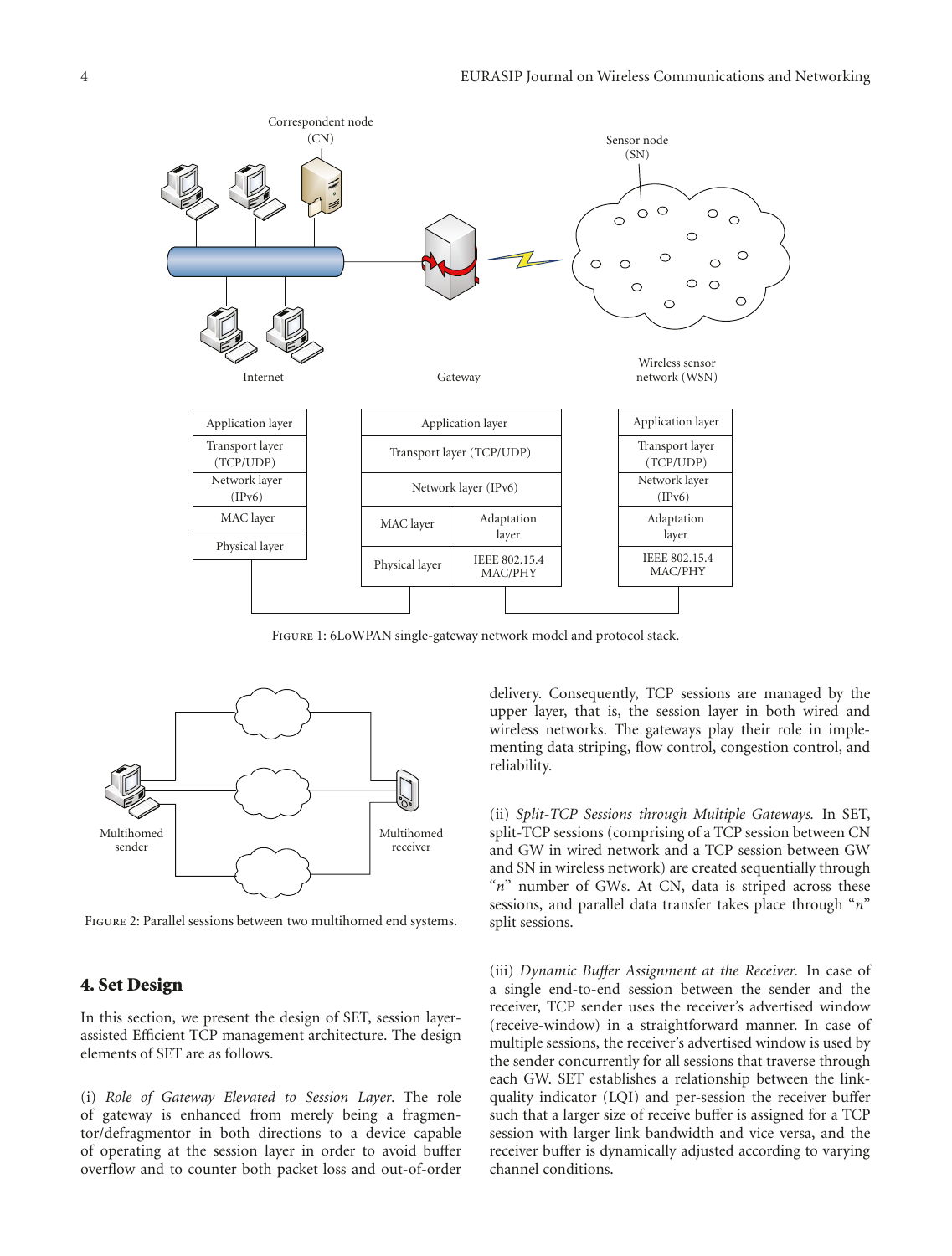Figure 1: 6LoWPAN single-gateway network model and protocol stack.

Figure 2: Parallel sessions between two multihomed end systems.

## 4. Set Design

In this section, we present the design of SET, session layer-assisted Efficient TCP management architecture. The design elements of SET are as follows.

(i) *Role of Gateway Elevated to Session Layer.* The role of gateway is enhanced from merely being a fragmentor/defragmentor in both directions to a device capable of operating at the session layer in order to avoid buffer overflow and to counter both packet loss and out-of-order delivery. Consequently, TCP sessions are managed by the upper layer, that is, the session layer in both wired and wireless networks. The gateways play their role in implementing data striping, flow control, congestion control, and reliability.

(ii) *Split-TCP Sessions through Multiple Gateways.* In SET, split-TCP sessions (comprising of a TCP session between CN and GW in wired network and a TCP session between GW and SN in wireless network) are created sequentially through "$n$" number of GWs. At CN, data is striped across these sessions, and parallel data transfer takes place through "$n$" split sessions.

(iii) *Dynamic Buffer Assignment at the Receiver.* In case of a single end-to-end session between the sender and the receiver, TCP sender uses the receiver's advertised window (receive-window) in a straightforward manner. In case of multiple sessions, the receiver's advertised window is used by the sender concurrently for all sessions that traverse through each GW. SET establishes a relationship between the link-quality indicator (LQI) and per-session the receiver buffer such that a larger size of receive buffer is assigned for a TCP session with larger link bandwidth and vice versa, and the receiver buffer is dynamically adjusted according to varying channel conditions.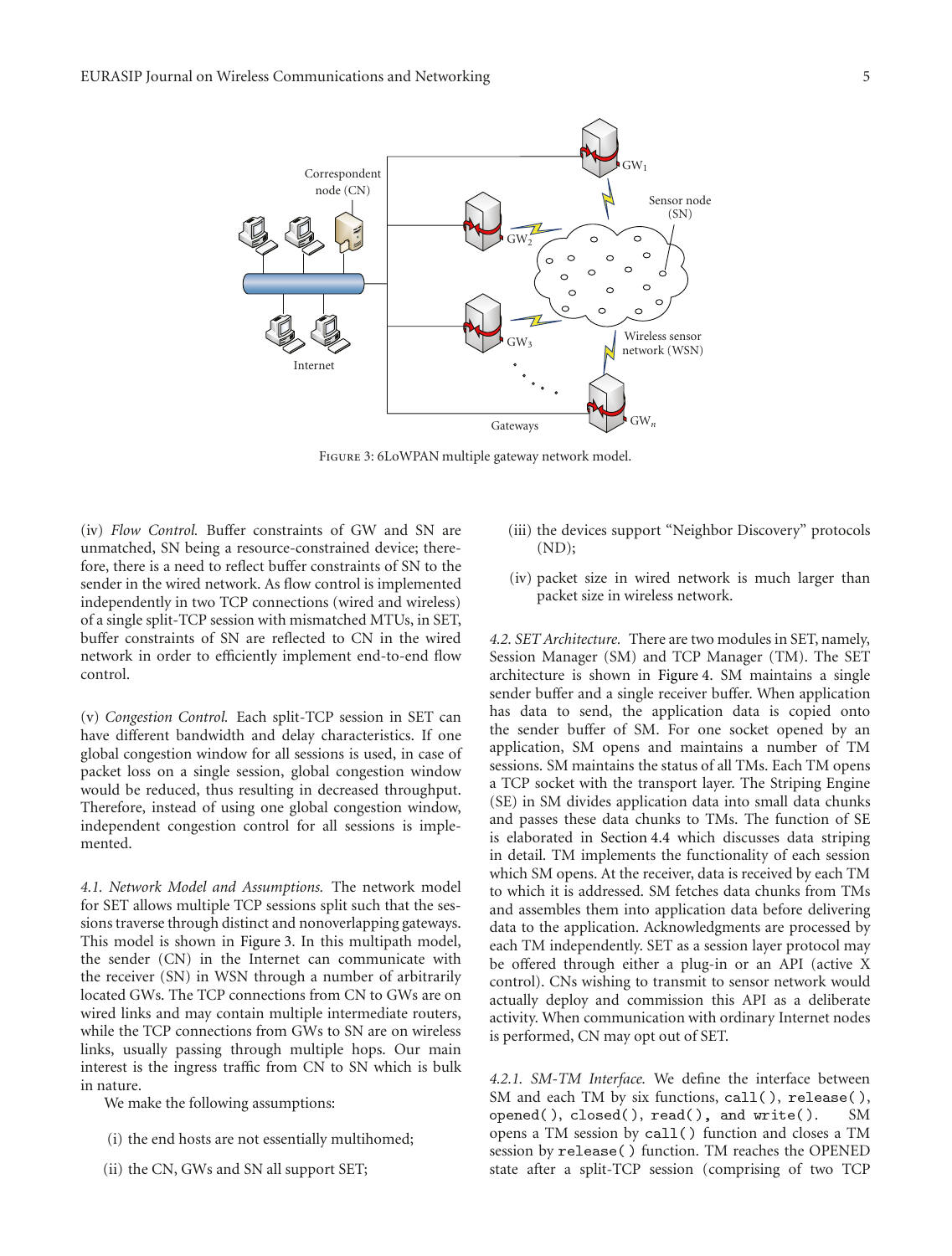FIGURE 3: 6LoWPAN multiple gateway network model.

(iv) *Flow Control.* Buffer constraints of GW and SN are unmatched, SN being a resource-constrained device; therefore, there is a need to reflect buffer constraints of SN to the sender in the wired network. As flow control is implemented independently in two TCP connections (wired and wireless) of a single split-TCP session with mismatched MTUs, in SET, buffer constraints of SN are reflected to CN in the wired network in order to efficiently implement end-to-end flow control.

(v) *Congestion Control.* Each split-TCP session in SET can have different bandwidth and delay characteristics. If one global congestion window for all sessions is used, in case of packet loss on a single session, global congestion window would be reduced, thus resulting in decreased throughput. Therefore, instead of using one global congestion window, independent congestion control for all sessions is implemented.

*4.1. Network Model and Assumptions.* The network model for SET allows multiple TCP sessions split such that the sessions traverse through distinct and nonoverlapping gateways. This model is shown in Figure 3. In this multipath model, the sender (CN) in the Internet can communicate with the receiver (SN) in WSN through a number of arbitrarily located GWs. The TCP connections from CN to GWs are on wired links and may contain multiple intermediate routers, while the TCP connections from GWs to SN are on wireless links, usually passing through multiple hops. Our main interest is the ingress traffic from CN to SN which is bulk in nature.

We make the following assumptions:

(i) the end hosts are not essentially multihomed;

(ii) the CN, GWs and SN all support SET;

(iii) the devices support "Neighbor Discovery" protocols (ND);

(iv) packet size in wired network is much larger than packet size in wireless network.

*4.2. SET Architecture.* There are two modules in SET, namely, Session Manager (SM) and TCP Manager (TM). The SET architecture is shown in Figure 4. SM maintains a single sender buffer and a single receiver buffer. When application has data to send, the application data is copied onto the sender buffer of SM. For one socket opened by an application, SM opens and maintains a number of TM sessions. SM maintains the status of all TMs. Each TM opens a TCP socket with the transport layer. The Striping Engine (SE) in SM divides application data into small data chunks and passes these data chunks to TMs. The function of SE is elaborated in Section 4.4 which discusses data striping in detail. TM implements the functionality of each session which SM opens. At the receiver, data is received by each TM to which it is addressed. SM fetches data chunks from TMs and assembles them into application data before delivering data to the application. Acknowledgments are processed by each TM independently. SET as a session layer protocol may be offered through either a plug-in or an API (active X control). CNs wishing to transmit to sensor network would actually deploy and commission this API as a deliberate activity. When communication with ordinary Internet nodes is performed, CN may opt out of SET.

*4.2.1. SM-TM Interface.* We define the interface between SM and each TM by six functions, `call()`, `release()`, `opened()`, `closed()`, `read()`, and `write()`. SM opens a TM session by `call()` function and closes a TM session by `release()` function. TM reaches the OPENED state after a split-TCP session (comprising of two TCP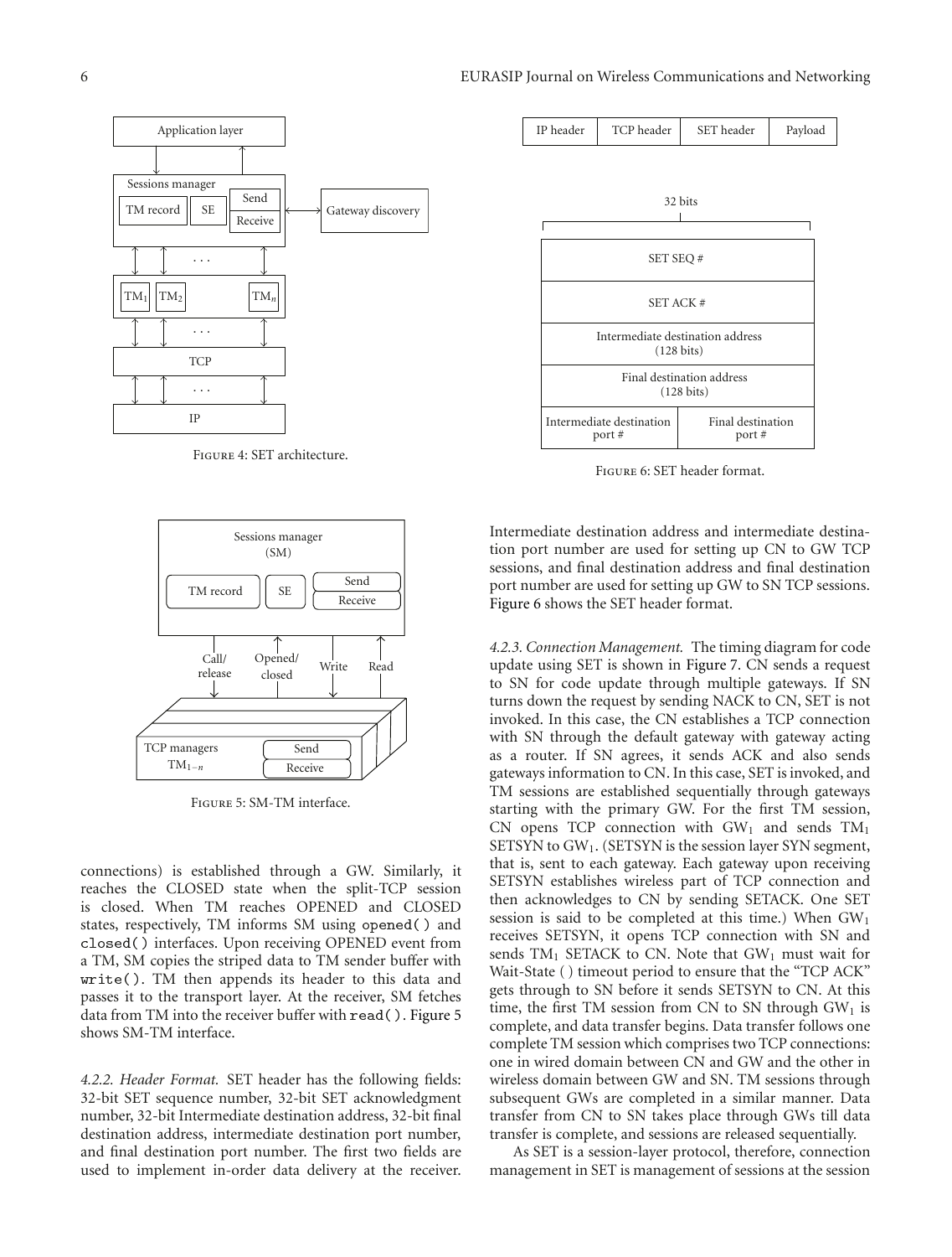Figure 4: SET architecture.

Figure 5: SM-TM interface.

connections) is established through a GW. Similarly, it reaches the CLOSED state when the split-TCP session is closed. When TM reaches OPENED and CLOSED states, respectively, TM informs SM using `opened()` and `closed()` interfaces. Upon receiving OPENED event from a TM, SM copies the striped data to TM sender buffer with `write()`. TM then appends its header to this data and passes it to the transport layer. At the receiver, SM fetches data from TM into the receiver buffer with `read()`. Figure 5 shows SM-TM interface.

*4.2.2. Header Format.* SET header has the following fields: 32-bit SET sequence number, 32-bit SET acknowledgment number, 32-bit Intermediate destination address, 32-bit final destination address, intermediate destination port number, and final destination port number. The first two fields are used to implement in-order data delivery at the receiver. Intermediate destination address and intermediate destination port number are used for setting up CN to GW TCP sessions, and final destination address and final destination port number are used for setting up GW to SN TCP sessions. Figure 6 shows the SET header format.

| IP header | TCP header | SET header | Payload |
|---|---|---|---|

32 bits

| SET SEQ # | |
|---|---|
| SET ACK # | |
| Intermediate destination address (128 bits) | |
| Final destination address (128 bits) | |
| Intermediate destination port # | Final destination port # |

Figure 6: SET header format.

*4.2.3. Connection Management.* The timing diagram for code update using SET is shown in Figure 7. CN sends a request to SN for code update through multiple gateways. If SN turns down the request by sending NACK to CN, SET is not invoked. In this case, the CN establishes a TCP connection with SN through the default gateway with gateway acting as a router. If SN agrees, it sends ACK and also sends gateways information to CN. In this case, SET is invoked, and TM sessions are established sequentially through gateways starting with the primary GW. For the first TM session, CN opens TCP connection with $GW_1$ and sends $TM_1$ SETSYN to $GW_1$. (SETSYN is the session layer SYN segment, that is, sent to each gateway. Each gateway upon receiving SETSYN establishes wireless part of TCP connection and then acknowledges to CN by sending SETACK. One SET session is said to be completed at this time.) When $GW_1$ receives SETSYN, it opens TCP connection with SN and sends $TM_1$ SETACK to CN. Note that $GW_1$ must wait for Wait-State ( ) timeout period to ensure that the "TCP ACK" gets through to SN before it sends SETSYN to CN. At this time, the first TM session from CN to SN through $GW_1$ is complete, and data transfer begins. Data transfer follows one complete TM session which comprises two TCP connections: one in wired domain between CN and GW and the other in wireless domain between GW and SN. TM sessions through subsequent GWs are completed in a similar manner. Data transfer from CN to SN takes place through GWs till data transfer is complete, and sessions are released sequentially.

As SET is a session-layer protocol, therefore, connection management in SET is management of sessions at the session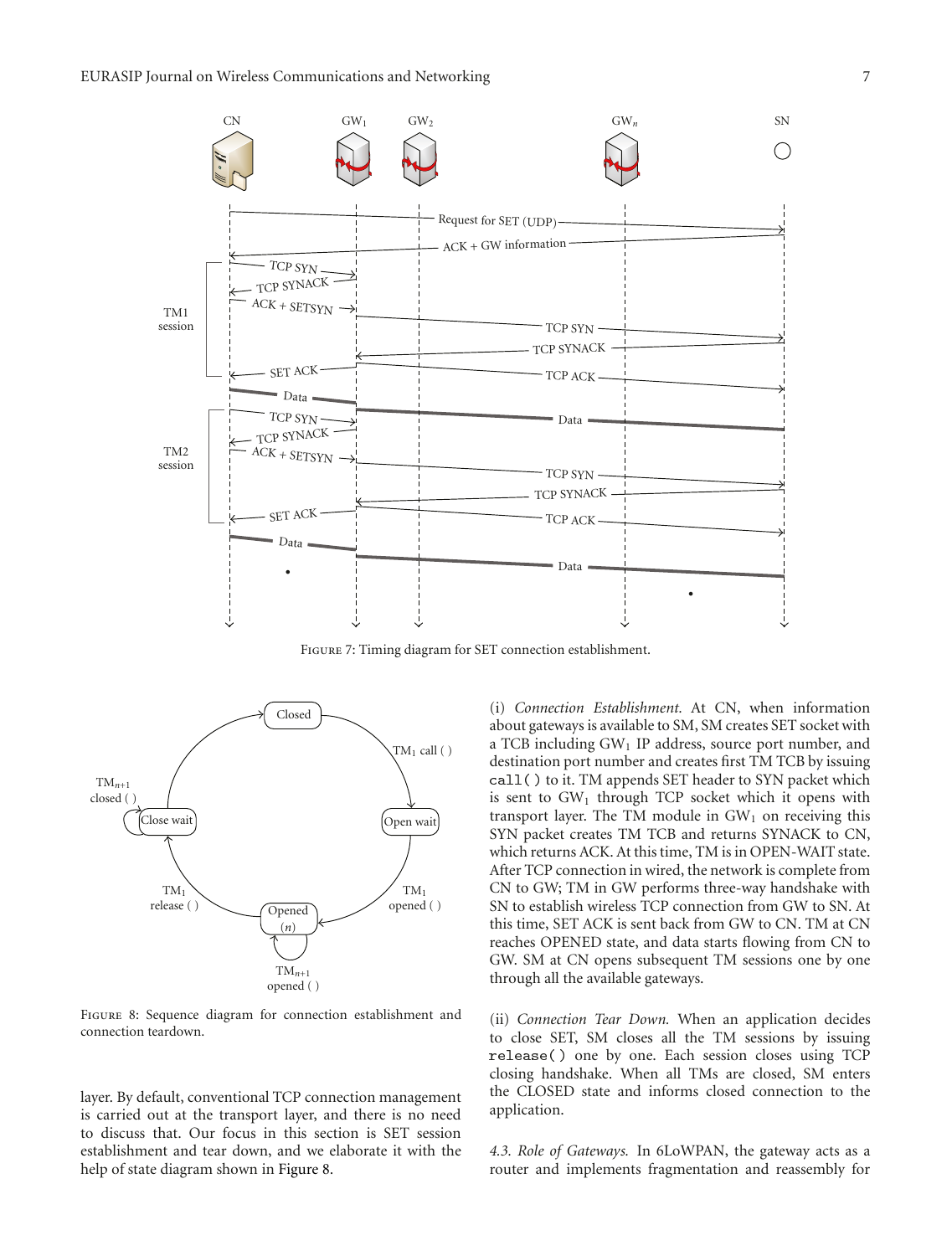Figure 7: Timing diagram for SET connection establishment.

Figure 8: Sequence diagram for connection establishment and connection teardown.

layer. By default, conventional TCP connection management is carried out at the transport layer, and there is no need to discuss that. Our focus in this section is SET session establishment and tear down, and we elaborate it with the help of state diagram shown in Figure 8.

(i) *Connection Establishment.* At CN, when information about gateways is available to SM, SM creates SET socket with a TCB including $GW_1$ IP address, source port number, and destination port number and creates first TM TCB by issuing `call()` to it. TM appends SET header to SYN packet which is sent to $GW_1$ through TCP socket which it opens with transport layer. The TM module in $GW_1$ on receiving this SYN packet creates TM TCB and returns SYNACK to CN, which returns ACK. At this time, TM is in OPEN-WAIT state. After TCP connection in wired, the network is complete from CN to GW; TM in GW performs three-way handshake with SN to establish wireless TCP connection from GW to SN. At this time, SET ACK is sent back from GW to CN. TM at CN reaches OPENED state, and data starts flowing from CN to GW. SM at CN opens subsequent TM sessions one by one through all the available gateways.

(ii) *Connection Tear Down.* When an application decides to close SET, SM closes all the TM sessions by issuing `release()` one by one. Each session closes using TCP closing handshake. When all TMs are closed, SM enters the CLOSED state and informs closed connection to the application.

*4.3. Role of Gateways.* In 6LoWPAN, the gateway acts as a router and implements fragmentation and reassembly for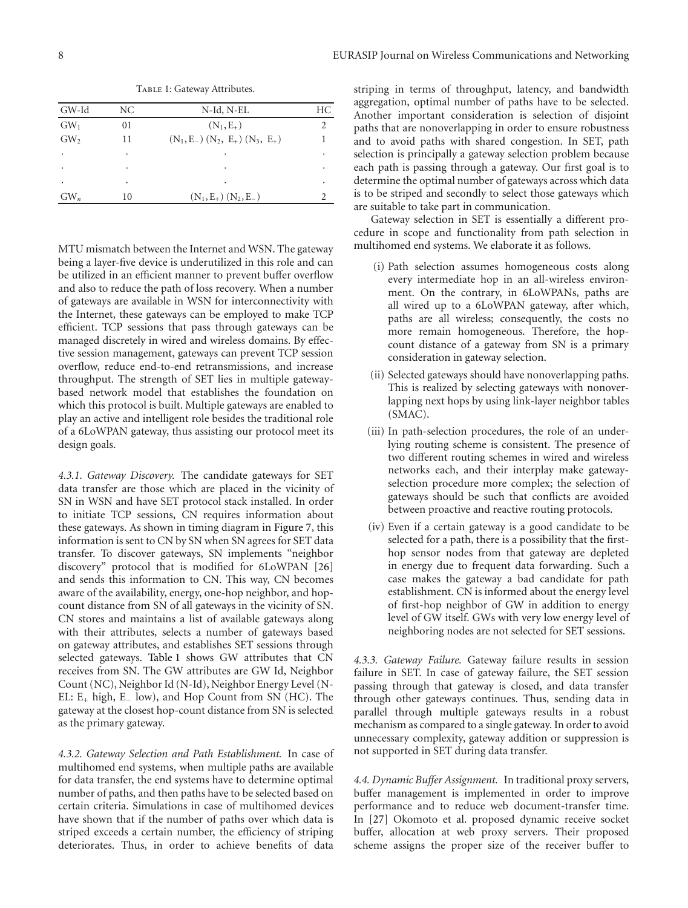Table 1: Gateway Attributes.

| GW-Id | NC | N-Id, N-EL | HC |
|---|---|---|---|
| $GW_1$ | 01 | $(N_1, E_+)$ | 2 |
| $GW_2$ | 11 | $(N_1, E_-)$ $(N_2, E_+)$ $(N_3, E_+)$ | 1 |
| . | . | . | . |
| . | . | . | . |
| . | . | . | . |
| $GW_n$ | 10 | $(N_1, E_+)$ $(N_2, E_-)$ | 2 |

MTU mismatch between the Internet and WSN. The gateway being a layer-five device is underutilized in this role and can be utilized in an efficient manner to prevent buffer overflow and also to reduce the path of loss recovery. When a number of gateways are available in WSN for interconnectivity with the Internet, these gateways can be employed to make TCP efficient. TCP sessions that pass through gateways can be managed discretely in wired and wireless domains. By effective session management, gateways can prevent TCP session overflow, reduce end-to-end retransmissions, and increase throughput. The strength of SET lies in multiple gateway-based network model that establishes the foundation on which this protocol is built. Multiple gateways are enabled to play an active and intelligent role besides the traditional role of a 6LoWPAN gateway, thus assisting our protocol meet its design goals.

*4.3.1. Gateway Discovery.* The candidate gateways for SET data transfer are those which are placed in the vicinity of SN in WSN and have SET protocol stack installed. In order to initiate TCP sessions, CN requires information about these gateways. As shown in timing diagram in Figure 7, this information is sent to CN by SN when SN agrees for SET data transfer. To discover gateways, SN implements "neighbor discovery" protocol that is modified for 6LoWPAN [26] and sends this information to CN. This way, CN becomes aware of the availability, energy, one-hop neighbor, and hop-count distance from SN of all gateways in the vicinity of SN. CN stores and maintains a list of available gateways along with their attributes, selects a number of gateways based on gateway attributes, and establishes SET sessions through selected gateways. Table 1 shows GW attributes that CN receives from SN. The GW attributes are GW Id, Neighbor Count (NC), Neighbor Id (N-Id), Neighbor Energy Level (N-EL: $E_+$ high, $E_-$ low), and Hop Count from SN (HC). The gateway at the closest hop-count distance from SN is selected as the primary gateway.

*4.3.2. Gateway Selection and Path Establishment.* In case of multihomed end systems, when multiple paths are available for data transfer, the end systems have to determine optimal number of paths, and then paths have to be selected based on certain criteria. Simulations in case of multihomed devices have shown that if the number of paths over which data is striped exceeds a certain number, the efficiency of striping deteriorates. Thus, in order to achieve benefits of data striping in terms of throughput, latency, and bandwidth aggregation, optimal number of paths have to be selected. Another important consideration is selection of disjoint paths that are nonoverlapping in order to ensure robustness and to avoid paths with shared congestion. In SET, path selection is principally a gateway selection problem because each path is passing through a gateway. Our first goal is to determine the optimal number of gateways across which data is to be striped and secondly to select those gateways which are suitable to take part in communication.

Gateway selection in SET is essentially a different procedure in scope and functionality from path selection in multihomed end systems. We elaborate it as follows.

(i) Path selection assumes homogeneous costs along every intermediate hop in an all-wireless environment. On the contrary, in 6LoWPANs, paths are all wired up to a 6LoWPAN gateway, after which, paths are all wireless; consequently, the costs no more remain homogeneous. Therefore, the hop-count distance of a gateway from SN is a primary consideration in gateway selection.

(ii) Selected gateways should have nonoverlapping paths. This is realized by selecting gateways with nonoverlapping next hops by using link-layer neighbor tables (SMAC).

(iii) In path-selection procedures, the role of an underlying routing scheme is consistent. The presence of two different routing schemes in wired and wireless networks each, and their interplay make gateway-selection procedure more complex; the selection of gateways should be such that conflicts are avoided between proactive and reactive routing protocols.

(iv) Even if a certain gateway is a good candidate to be selected for a path, there is a possibility that the first-hop sensor nodes from that gateway are depleted in energy due to frequent data forwarding. Such a case makes the gateway a bad candidate for path establishment. CN is informed about the energy level of first-hop neighbor of GW in addition to energy level of GW itself. GWs with very low energy level of neighboring nodes are not selected for SET sessions.

*4.3.3. Gateway Failure.* Gateway failure results in session failure in SET. In case of gateway failure, the SET session passing through that gateway is closed, and data transfer through other gateways continues. Thus, sending data in parallel through multiple gateways results in a robust mechanism as compared to a single gateway. In order to avoid unnecessary complexity, gateway addition or suppression is not supported in SET during data transfer.

*4.4. Dynamic Buffer Assignment.* In traditional proxy servers, buffer management is implemented in order to improve performance and to reduce web document-transfer time. In [27] Okomoto et al. proposed dynamic receive socket buffer, allocation at web proxy servers. Their proposed scheme assigns the proper size of the receiver buffer to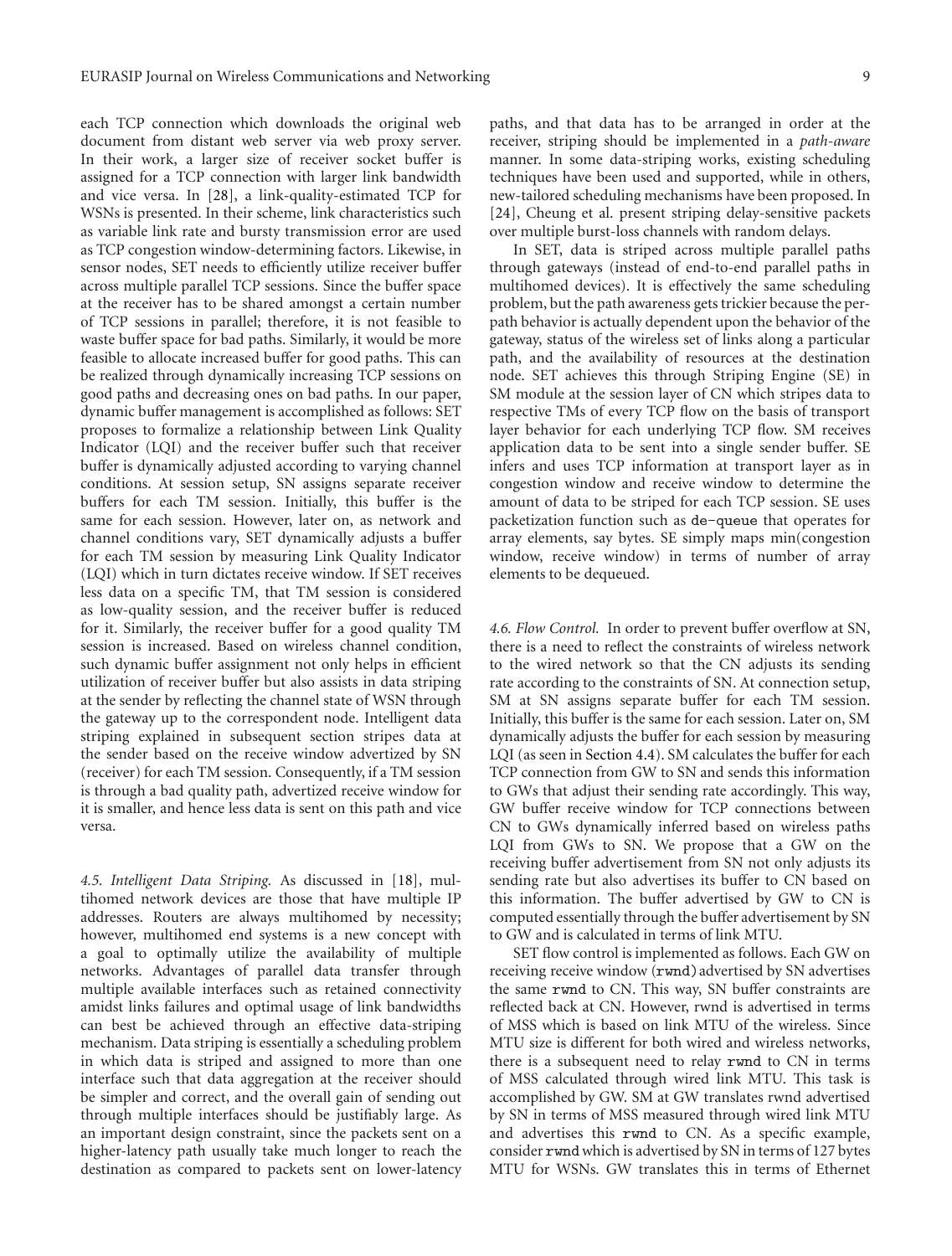each TCP connection which downloads the original web document from distant web server via web proxy server. In their work, a larger size of receiver socket buffer is assigned for a TCP connection with larger link bandwidth and vice versa. In [28], a link-quality-estimated TCP for WSNs is presented. In their scheme, link characteristics such as variable link rate and bursty transmission error are used as TCP congestion window-determining factors. Likewise, in sensor nodes, SET needs to efficiently utilize receiver buffer across multiple parallel TCP sessions. Since the buffer space at the receiver has to be shared amongst a certain number of TCP sessions in parallel; therefore, it is not feasible to waste buffer space for bad paths. Similarly, it would be more feasible to allocate increased buffer for good paths. This can be realized through dynamically increasing TCP sessions on good paths and decreasing ones on bad paths. In our paper, dynamic buffer management is accomplished as follows: SET proposes to formalize a relationship between Link Quality Indicator (LQI) and the receiver buffer such that receiver buffer is dynamically adjusted according to varying channel conditions. At session setup, SN assigns separate receiver buffers for each TM session. Initially, this buffer is the same for each session. However, later on, as network and channel conditions vary, SET dynamically adjusts a buffer for each TM session by measuring Link Quality Indicator (LQI) which in turn dictates receive window. If SET receives less data on a specific TM, that TM session is considered as low-quality session, and the receiver buffer is reduced for it. Similarly, the receiver buffer for a good quality TM session is increased. Based on wireless channel condition, such dynamic buffer assignment not only helps in efficient utilization of receiver buffer but also assists in data striping at the sender by reflecting the channel state of WSN through the gateway up to the correspondent node. Intelligent data striping explained in subsequent section stripes data at the sender based on the receive window advertized by SN (receiver) for each TM session. Consequently, if a TM session is through a bad quality path, advertized receive window for it is smaller, and hence less data is sent on this path and vice versa.

*4.5. Intelligent Data Striping.* As discussed in [18], multihomed network devices are those that have multiple IP addresses. Routers are always multihomed by necessity; however, multihomed end systems is a new concept with a goal to optimally utilize the availability of multiple networks. Advantages of parallel data transfer through multiple available interfaces such as retained connectivity amidst links failures and optimal usage of link bandwidths can best be achieved through an effective data-striping mechanism. Data striping is essentially a scheduling problem in which data is striped and assigned to more than one interface such that data aggregation at the receiver should be simpler and correct, and the overall gain of sending out through multiple interfaces should be justifiably large. As an important design constraint, since the packets sent on a higher-latency path usually take much longer to reach the destination as compared to packets sent on lower-latency paths, and that data has to be arranged in order at the receiver, striping should be implemented in a *path-aware* manner. In some data-striping works, existing scheduling techniques have been used and supported, while in others, new-tailored scheduling mechanisms have been proposed. In [24], Cheung et al. present striping delay-sensitive packets over multiple burst-loss channels with random delays.

In SET, data is striped across multiple parallel paths through gateways (instead of end-to-end parallel paths in multihomed devices). It is effectively the same scheduling problem, but the path awareness gets trickier because the per-path behavior is actually dependent upon the behavior of the gateway, status of the wireless set of links along a particular path, and the availability of resources at the destination node. SET achieves this through Striping Engine (SE) in SM module at the session layer of CN which stripes data to respective TMs of every TCP flow on the basis of transport layer behavior for each underlying TCP flow. SM receives application data to be sent into a single sender buffer. SE infers and uses TCP information at transport layer as in congestion window and receive window to determine the amount of data to be striped for each TCP session. SE uses packetization function such as `de-queue` that operates for array elements, say bytes. SE simply maps min(congestion window, receive window) in terms of number of array elements to be dequeued.

*4.6. Flow Control.* In order to prevent buffer overflow at SN, there is a need to reflect the constraints of wireless network to the wired network so that the CN adjusts its sending rate according to the constraints of SN. At connection setup, SM at SN assigns separate buffer for each TM session. Initially, this buffer is the same for each session. Later on, SM dynamically adjusts the buffer for each session by measuring LQI (as seen in Section 4.4). SM calculates the buffer for each TCP connection from GW to SN and sends this information to GWs that adjust their sending rate accordingly. This way, GW buffer receive window for TCP connections between CN to GWs dynamically inferred based on wireless paths LQI from GWs to SN. We propose that a GW on the receiving buffer advertisement from SN not only adjusts its sending rate but also advertises its buffer to CN based on this information. The buffer advertised by GW to CN is computed essentially through the buffer advertisement by SN to GW and is calculated in terms of link MTU.

SET flow control is implemented as follows. Each GW on receiving receive window (`rwnd`) advertised by SN advertises the same `rwnd` to CN. This way, SN buffer constraints are reflected back at CN. However, rwnd is advertised in terms of MSS which is based on link MTU of the wireless. Since MTU size is different for both wired and wireless networks, there is a subsequent need to relay `rwnd` to CN in terms of MSS calculated through wired link MTU. This task is accomplished by GW. SM at GW translates rwnd advertised by SN in terms of MSS measured through wired link MTU and advertises this `rwnd` to CN. As a specific example, consider `rwnd` which is advertised by SN in terms of 127 bytes MTU for WSNs. GW translates this in terms of Ethernet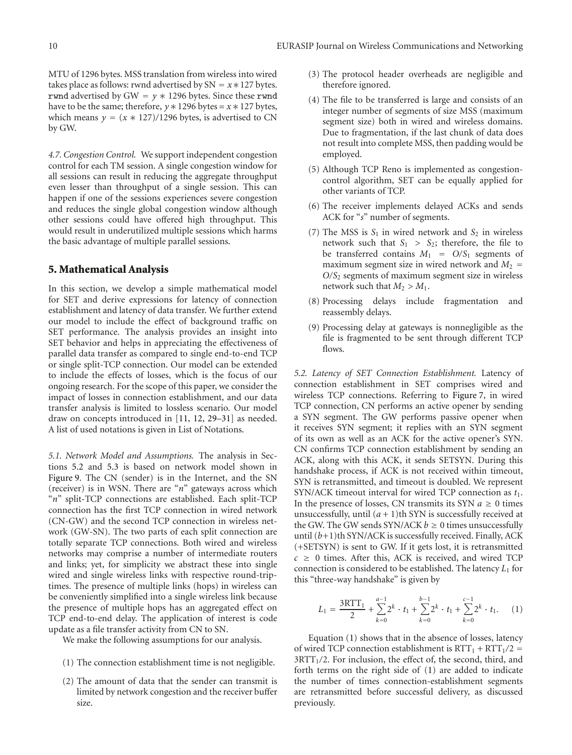MTU of 1296 bytes. MSS translation from wireless into wired takes place as follows: rwnd advertised by SN = $x * 127$ bytes. rwnd advertised by GW = $y * 1296$ bytes. Since these rwnd have to be the same; therefore, $y * 1296$ bytes = $x * 127$ bytes, which means $y = (x * 127)/1296$ bytes, is advertised to CN by GW.

*4.7. Congestion Control.* We support independent congestion control for each TM session. A single congestion window for all sessions can result in reducing the aggregate throughput even lesser than throughput of a single session. This can happen if one of the sessions experiences severe congestion and reduces the single global congestion window although other sessions could have offered high throughput. This would result in underutilized multiple sessions which harms the basic advantage of multiple parallel sessions.

## 5. Mathematical Analysis

In this section, we develop a simple mathematical model for SET and derive expressions for latency of connection establishment and latency of data transfer. We further extend our model to include the effect of background traffic on SET performance. The analysis provides an insight into SET behavior and helps in appreciating the effectiveness of parallel data transfer as compared to single end-to-end TCP or single split-TCP connection. Our model can be extended to include the effects of losses, which is the focus of our ongoing research. For the scope of this paper, we consider the impact of losses in connection establishment, and our data transfer analysis is limited to lossless scenario. Our model draw on concepts introduced in [11, 12, 29–31] as needed. A list of used notations is given in List of Notations.

*5.1. Network Model and Assumptions.* The analysis in Sections 5.2 and 5.3 is based on network model shown in Figure 9. The CN (sender) is in the Internet, and the SN (receiver) is in WSN. There are "$n$" gateways across which "$n$" split-TCP connections are established. Each split-TCP connection has the first TCP connection in wired network (CN-GW) and the second TCP connection in wireless network (GW-SN). The two parts of each split connection are totally separate TCP connections. Both wired and wireless networks may comprise a number of intermediate routers and links; yet, for simplicity we abstract these into single wired and single wireless links with respective round-trip-times. The presence of multiple links (hops) in wireless can be conveniently simplified into a single wireless link because the presence of multiple hops has an aggregated effect on TCP end-to-end delay. The application of interest is code update as a file transfer activity from CN to SN.

We make the following assumptions for our analysis.

(1) The connection establishment time is not negligible.

(2) The amount of data that the sender can transmit is limited by network congestion and the receiver buffer size.

(3) The protocol header overheads are negligible and therefore ignored.

(4) The file to be transferred is large and consists of an integer number of segments of size MSS (maximum segment size) both in wired and wireless domains. Due to fragmentation, if the last chunk of data does not result into complete MSS, then padding would be employed.

(5) Although TCP Reno is implemented as congestion-control algorithm, SET can be equally applied for other variants of TCP.

(6) The receiver implements delayed ACKs and sends ACK for "$s$" number of segments.

(7) The MSS is $S_1$ in wired network and $S_2$ in wireless network such that $S_1 > S_2$; therefore, the file to be transferred contains $M_1 = O/S_1$ segments of maximum segment size in wired network and $M_2 = O/S_2$ segments of maximum segment size in wireless network such that $M_2 > M_1$.

(8) Processing delays include fragmentation and reassembly delays.

(9) Processing delay at gateways is nonnegligible as the file is fragmented to be sent through different TCP flows.

*5.2. Latency of SET Connection Establishment.* Latency of connection establishment in SET comprises wired and wireless TCP connections. Referring to Figure 7, in wired TCP connection, CN performs an active opener by sending a SYN segment. The GW performs passive opener when it receives SYN segment; it replies with an SYN segment of its own as well as an ACK for the active opener's SYN. CN confirms TCP connection establishment by sending an ACK, along with this ACK, it sends SETSYN. During this handshake process, if ACK is not received within timeout, SYN is retransmitted, and timeout is doubled. We represent SYN/ACK timeout interval for wired TCP connection as $t_1$. In the presence of losses, CN transmits its SYN $a \geq 0$ times unsuccessfully, until $(a+1)$th SYN is successfully received at the GW. The GW sends SYN/ACK $b \geq 0$ times unsuccessfully until $(b+1)$th SYN/ACK is successfully received. Finally, ACK (+SETSYN) is sent to GW. If it gets lost, it is retransmitted $c \geq 0$ times. After this, ACK is received, and wired TCP connection is considered to be established. The latency $L_1$ for this "three-way handshake" is given by

$$L_1 = \frac{3\text{RTT}_1}{2} + \sum_{k=0}^{a-1} 2^k \cdot t_1 + \sum_{k=0}^{b-1} 2^k \cdot t_1 + \sum_{k=0}^{c-1} 2^k \cdot t_1. \quad (1)$$

Equation (1) shows that in the absence of losses, latency of wired TCP connection establishment is $\text{RTT}_1 + \text{RTT}_1/2 = 3\text{RTT}_1/2$. For inclusion, the effect of, the second, third, and forth terms on the right side of (1) are added to indicate the number of times connection-establishment segments are retransmitted before successful delivery, as discussed previously.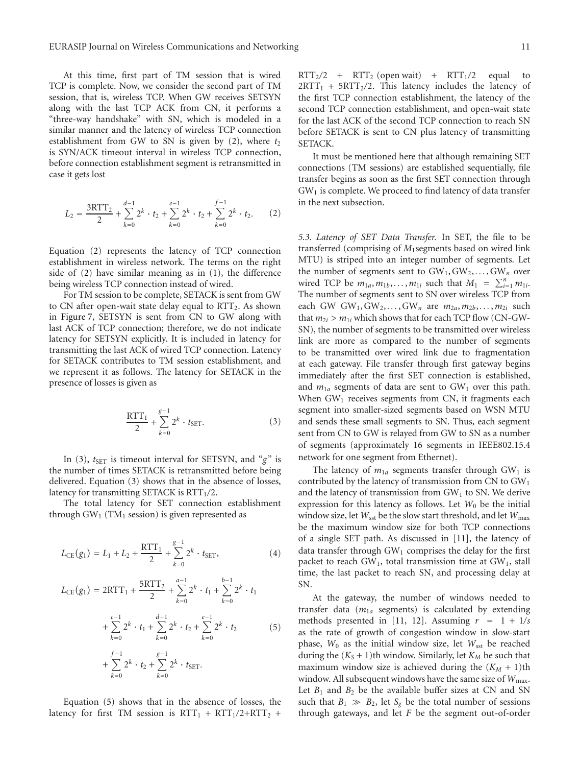At this time, first part of TM session that is wired TCP is complete. Now, we consider the second part of TM session, that is, wireless TCP. When GW receives SETSYN along with the last TCP ACK from CN, it performs a "three-way handshake" with SN, which is modeled in a similar manner and the latency of wireless TCP connection establishment from GW to SN is given by (2), where $t_2$ is SYN/ACK timeout interval in wireless TCP connection, before connection establishment segment is retransmitted in case it gets lost

$$L_2 = \frac{3\mathrm{RTT}_2}{2} + \sum_{k=0}^{d-1} 2^k \cdot t_2 + \sum_{k=0}^{e-1} 2^k \cdot t_2 + \sum_{k=0}^{f-1} 2^k \cdot t_2. \tag{2}$$

Equation (2) represents the latency of TCP connection establishment in wireless network. The terms on the right side of (2) have similar meaning as in (1), the difference being wireless TCP connection instead of wired.

For TM session to be complete, SETACK is sent from GW to CN after open-wait state delay equal to $\mathrm{RTT}_2$. As shown in Figure 7, SETSYN is sent from CN to GW along with last ACK of TCP connection; therefore, we do not indicate latency for SETSYN explicitly. It is included in latency for transmitting the last ACK of wired TCP connection. Latency for SETACK contributes to TM session establishment, and we represent it as follows. The latency for SETACK in the presence of losses is given as

$$\frac{\mathrm{RTT}_1}{2} + \sum_{k=0}^{g-1} 2^k \cdot t_{\mathrm{SET}}. \tag{3}$$

In (3), $t_{\mathrm{SET}}$ is timeout interval for SETSYN, and "$g$" is the number of times SETACK is retransmitted before being delivered. Equation (3) shows that in the absence of losses, latency for transmitting SETACK is $\mathrm{RTT}_1/2$.

The total latency for SET connection establishment through $\mathrm{GW}_1$ ($\mathrm{TM}_1$ session) is given represented as

$$L_{\mathrm{CE}}(g_1) = L_1 + L_2 + \frac{\mathrm{RTT}_1}{2} + \sum_{k=0}^{g-1} 2^k \cdot t_{\mathrm{SET}}, \tag{4}$$

$$\begin{aligned} L_{\mathrm{CE}}(g_1) = {} & 2\mathrm{RTT}_1 + \frac{5\mathrm{RTT}_2}{2} + \sum_{k=0}^{a-1} 2^k \cdot t_1 + \sum_{k=0}^{b-1} 2^k \cdot t_1 \\ & + \sum_{k=0}^{c-1} 2^k \cdot t_1 + \sum_{k=0}^{d-1} 2^k \cdot t_2 + \sum_{k=0}^{e-1} 2^k \cdot t_2 \\ & + \sum_{k=0}^{f-1} 2^k \cdot t_2 + \sum_{k=0}^{g-1} 2^k \cdot t_{\mathrm{SET}}. \end{aligned} \tag{5}$$

Equation (5) shows that in the absence of losses, the latency for first TM session is $\mathrm{RTT}_1 + \mathrm{RTT}_1/2 + \mathrm{RTT}_2 + \mathrm{RTT}_2/2 + \mathrm{RTT}_2$ (open wait) $+ \mathrm{RTT}_1/2$ equal to $2\mathrm{RTT}_1 + 5\mathrm{RTT}_2/2$. This latency includes the latency of the first TCP connection establishment, the latency of the second TCP connection establishment, and open-wait state for the last ACK of the second TCP connection to reach SN before SETACK is sent to CN plus latency of transmitting SETACK.

It must be mentioned here that although remaining SET connections (TM sessions) are established sequentially, file transfer begins as soon as the first SET connection through $\mathrm{GW}_1$ is complete. We proceed to find latency of data transfer in the next subsection.

*5.3. Latency of SET Data Transfer.* In SET, the file to be transferred (comprising of $M_1$ segments based on wired link MTU) is striped into an integer number of segments. Let the number of segments sent to $\mathrm{GW}_1, \mathrm{GW}_2, \ldots, \mathrm{GW}_n$ over wired TCP be $m_{1a}, m_{1b}, \ldots, m_{1i}$ such that $M_1 = \sum_{i=1}^{n} m_{1i}$. The number of segments sent to SN over wireless TCP from each GW $\mathrm{GW}_1, \mathrm{GW}_2, \ldots, \mathrm{GW}_n$ are $m_{2a}, m_{2b}, \ldots, m_{2i}$ such that $m_{2i} > m_{1i}$ which shows that for each TCP flow (CN-GW-SN), the number of segments to be transmitted over wireless link are more as compared to the number of segments to be transmitted over wired link due to fragmentation at each gateway. File transfer through first gateway begins immediately after the first SET connection is established, and $m_{1a}$ segments of data are sent to $\mathrm{GW}_1$ over this path. When $\mathrm{GW}_1$ receives segments from CN, it fragments each segment into smaller-sized segments based on WSN MTU and sends these small segments to SN. Thus, each segment sent from CN to GW is relayed from GW to SN as a number of segments (approximately 16 segments in IEEE802.15.4 network for one segment from Ethernet).

The latency of $m_{1a}$ segments transfer through $\mathrm{GW}_1$ is contributed by the latency of transmission from CN to $\mathrm{GW}_1$ and the latency of transmission from $\mathrm{GW}_1$ to SN. We derive expression for this latency as follows. Let $W_0$ be the initial window size, let $W_{\mathrm{sst}}$ be the slow start threshold, and let $W_{\max}$ be the maximum window size for both TCP connections of a single SET path. As discussed in [11], the latency of data transfer through $\mathrm{GW}_1$ comprises the delay for the first packet to reach $\mathrm{GW}_1$, total transmission time at $\mathrm{GW}_1$, stall time, the last packet to reach SN, and processing delay at SN.

At the gateway, the number of windows needed to transfer data ($m_{1a}$ segments) is calculated by extending methods presented in [11, 12]. Assuming $r = 1 + 1/s$ as the rate of growth of congestion window in slow-start phase, $W_0$ as the initial window size, let $W_{\mathrm{sst}}$ be reached during the $(K_S + 1)$th window. Similarly, let $K_M$ be such that maximum window size is achieved during the $(K_M + 1)$th window. All subsequent windows have the same size of $W_{\max}$. Let $B_1$ and $B_2$ be the available buffer sizes at CN and SN such that $B_1 \gg B_2$, let $S_g$ be the total number of sessions through gateways, and let $F$ be the segment out-of-order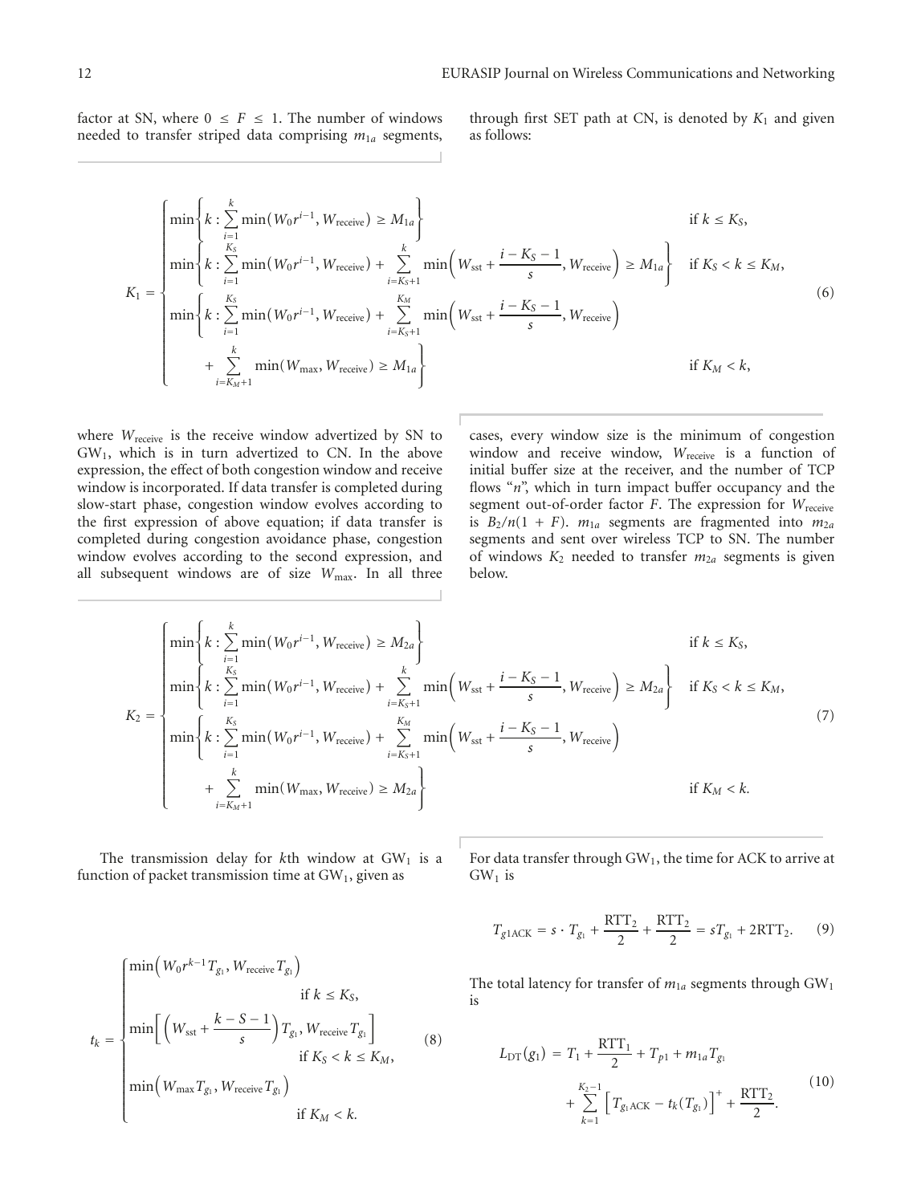factor at SN, where $0 \leq F \leq 1$. The number of windows needed to transfer striped data comprising $m_{1a}$ segments, through first SET path at CN, is denoted by $K_1$ and given as follows:

$$
K_1 = \begin{cases}
\min\left\{k : \sum_{i=1}^{k} \min\left(W_0 r^{i-1}, W_{\text{receive}}\right) \geq M_{1a}\right\} & \text{if } k \leq K_S, \\
\min\left\{k : \sum_{i=1}^{K_S} \min\left(W_0 r^{i-1}, W_{\text{receive}}\right) + \sum_{i=K_S+1}^{k} \min\left(W_{\text{sst}} + \dfrac{i - K_S - 1}{s}, W_{\text{receive}}\right) \geq M_{1a}\right\} & \text{if } K_S < k \leq K_M, \\
\min\left\{k : \sum_{i=1}^{K_S} \min\left(W_0 r^{i-1}, W_{\text{receive}}\right) + \sum_{i=K_S+1}^{K_M} \min\left(W_{\text{sst}} + \dfrac{i - K_S - 1}{s}, W_{\text{receive}}\right) \right. & \\
\qquad \left. + \sum_{i=K_M+1}^{k} \min\left(W_{\max}, W_{\text{receive}}\right) \geq M_{1a}\right\} & \text{if } K_M < k,
\end{cases} \tag{6}
$$

where $W_{\text{receive}}$ is the receive window advertized by SN to $GW_1$, which is in turn advertized to CN. In the above expression, the effect of both congestion window and receive window is incorporated. If data transfer is completed during slow-start phase, congestion window evolves according to the first expression of above equation; if data transfer is completed during congestion avoidance phase, congestion window evolves according to the second expression, and all subsequent windows are of size $W_{\max}$. In all three cases, every window size is the minimum of congestion window and receive window, $W_{\text{receive}}$ is a function of initial buffer size at the receiver, and the number of TCP flows "$n$", which in turn impact buffer occupancy and the segment out-of-order factor $F$. The expression for $W_{\text{receive}}$ is $B_2/n(1+F)$. $m_{1a}$ segments are fragmented into $m_{2a}$ segments and sent over wireless TCP to SN. The number of windows $K_2$ needed to transfer $m_{2a}$ segments is given below.

$$
K_2 = \begin{cases}
\min\left\{k : \sum_{i=1}^{k} \min\left(W_0 r^{i-1}, W_{\text{receive}}\right) \geq M_{2a}\right\} & \text{if } k \leq K_S, \\
\min\left\{k : \sum_{i=1}^{K_S} \min\left(W_0 r^{i-1}, W_{\text{receive}}\right) + \sum_{i=K_S+1}^{k} \min\left(W_{\text{sst}} + \dfrac{i - K_S - 1}{s}, W_{\text{receive}}\right) \geq M_{2a}\right\} & \text{if } K_S < k \leq K_M, \\
\min\left\{k : \sum_{i=1}^{K_S} \min\left(W_0 r^{i-1}, W_{\text{receive}}\right) + \sum_{i=K_S+1}^{K_M} \min\left(W_{\text{sst}} + \dfrac{i - K_S - 1}{s}, W_{\text{receive}}\right) \right. & \\
\qquad \left. + \sum_{i=K_M+1}^{k} \min\left(W_{\max}, W_{\text{receive}}\right) \geq M_{2a}\right\} & \text{if } K_M < k.
\end{cases} \tag{7}
$$

The transmission delay for $k$th window at $GW_1$ is a function of packet transmission time at $GW_1$, given as

$$
t_k = \begin{cases}
\min\left(W_0 r^{k-1} T_{g_1}, W_{\text{receive}} T_{g_1}\right) & \text{if } k \leq K_S, \\
\min\left[\left(W_{\text{sst}} + \dfrac{k - S - 1}{s}\right) T_{g_1}, W_{\text{receive}} T_{g_1}\right] & \text{if } K_S < k \leq K_M, \\
\min\left(W_{\max} T_{g_1}, W_{\text{receive}} T_{g_1}\right) & \text{if } K_M < k.
\end{cases} \tag{8}
$$

For data transfer through $GW_1$, the time for ACK to arrive at $GW_1$ is

$$
T_{g1\text{ACK}} = s \cdot T_{g_1} + \frac{\text{RTT}_2}{2} + \frac{\text{RTT}_2}{2} = sT_{g_1} + 2\text{RTT}_2. \tag{9}
$$

The total latency for transfer of $m_{1a}$ segments through $GW_1$ is

$$
L_{\text{DT}}(g_1) = T_1 + \frac{\text{RTT}_1}{2} + T_{p1} + m_{1a} T_{g_1} + \sum_{k=1}^{K_2 - 1} \left[T_{g_1\text{ACK}} - t_k(T_{g_1})\right]^{+} + \frac{\text{RTT}_2}{2}. \tag{10}
$$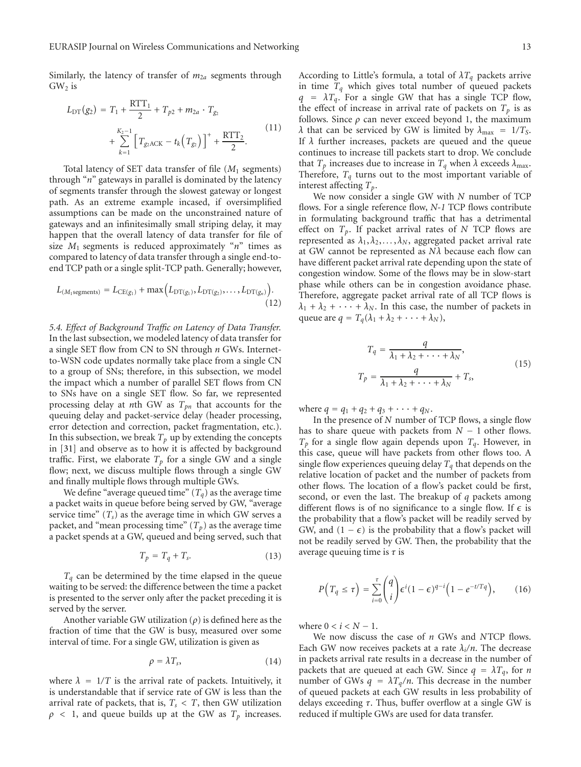Similarly, the latency of transfer of $m_{2a}$ segments through $GW_2$ is

$$L_{DT}(g_2) = T_1 + \frac{RTT_1}{2} + T_{p2} + m_{2a} \cdot T_{g_2} + \sum_{k=1}^{K_2-1} \left[ T_{g_2 ACK} - t_k \left( T_{g_2} \right) \right]^+ + \frac{RTT_2}{2}. \quad (11)$$

Total latency of SET data transfer of file ($M_1$ segments) through "$n$" gateways in parallel is dominated by the latency of segments transfer through the slowest gateway or longest path. As an extreme example incased, if oversimplified assumptions can be made on the unconstrained nature of gateways and an infinitesimally small striping delay, it may happen that the overall latency of data transfer for file of size $M_1$ segments is reduced approximately "$n$" times as compared to latency of data transfer through a single end-to-end TCP path or a single split-TCP path. Generally; however,

$$L_{(M_1 \text{segments})} = L_{CE(g_1)} + \max\left( L_{DT(g_1)}, L_{DT(g_2)}, \ldots, L_{DT(g_n)} \right). \quad (12)$$

*5.4. Effect of Background Traffic on Latency of Data Transfer.* In the last subsection, we modeled latency of data transfer for a single SET flow from CN to SN through $n$ GWs. Internet-to-WSN code updates normally take place from a single CN to a group of SNs; therefore, in this subsection, we model the impact which a number of parallel SET flows from CN to SNs have on a single SET flow. So far, we represented processing delay at $n$th GW as $T_{pn}$ that accounts for the queuing delay and packet-service delay (header processing, error detection and correction, packet fragmentation, etc.). In this subsection, we break $T_p$ up by extending the concepts in [31] and observe as to how it is affected by background traffic. First, we elaborate $T_p$ for a single GW and a single flow; next, we discuss multiple flows through a single GW and finally multiple flows through multiple GWs.

We define "average queued time" ($T_q$) as the average time a packet waits in queue before being served by GW, "average service time" ($T_s$) as the average time in which GW serves a packet, and "mean processing time" ($T_p$) as the average time a packet spends at a GW, queued and being served, such that

$$T_p = T_q + T_s. \quad (13)$$

$T_q$ can be determined by the time elapsed in the queue waiting to be served: the difference between the time a packet is presented to the server only after the packet preceding it is served by the server.

Another variable GW utilization ($\rho$) is defined here as the fraction of time that the GW is busy, measured over some interval of time. For a single GW, utilization is given as

$$\rho = \lambda T_s, \quad (14)$$

where $\lambda = 1/T$ is the arrival rate of packets. Intuitively, it is understandable that if service rate of GW is less than the arrival rate of packets, that is, $T_s < T$, then GW utilization $\rho < 1$, and queue builds up at the GW as $T_p$ increases. According to Little's formula, a total of $\lambda T_q$ packets arrive in time $T_q$ which gives total number of queued packets $q = \lambda T_q$. For a single GW that has a single TCP flow, the effect of increase in arrival rate of packets on $T_p$ is as follows. Since $\rho$ can never exceed beyond 1, the maximum $\lambda$ that can be serviced by GW is limited by $\lambda_{\max} = 1/T_S$. If $\lambda$ further increases, packets are queued and the queue continues to increase till packets start to drop. We conclude that $T_p$ increases due to increase in $T_q$ when $\lambda$ exceeds $\lambda_{\max}$. Therefore, $T_q$ turns out to the most important variable of interest affecting $T_p$.

We now consider a single GW with $N$ number of TCP flows. For a single reference flow, *N-1* TCP flows contribute in formulating background traffic that has a detrimental effect on $T_p$. If packet arrival rates of $N$ TCP flows are represented as $\lambda_1, \lambda_2, \ldots, \lambda_N$, aggregated packet arrival rate at GW cannot be represented as $N\lambda$ because each flow can have different packet arrival rate depending upon the state of congestion window. Some of the flows may be in slow-start phase while others can be in congestion avoidance phase. Therefore, aggregate packet arrival rate of all TCP flows is $\lambda_1 + \lambda_2 + \cdots + \lambda_N$. In this case, the number of packets in queue are $q = T_q(\lambda_1 + \lambda_2 + \cdots + \lambda_N)$,

$$T_q = \frac{q}{\lambda_1 + \lambda_2 + \cdots + \lambda_N},$$
$$T_p = \frac{q}{\lambda_1 + \lambda_2 + \cdots + \lambda_N} + T_s, \quad (15)$$

where $q = q_1 + q_2 + q_3 + \cdots + q_N$.

In the presence of $N$ number of TCP flows, a single flow has to share queue with packets from $N - 1$ other flows. $T_p$ for a single flow again depends upon $T_q$. However, in this case, queue will have packets from other flows too. A single flow experiences queuing delay $T_q$ that depends on the relative location of packet and the number of packets from other flows. The location of a flow's packet could be first, second, or even the last. The breakup of $q$ packets among different flows is of no significance to a single flow. If $\epsilon$ is the probability that a flow's packet will be readily served by GW, and $(1 - \epsilon)$ is the probability that a flow's packet will not be readily served by GW. Then, the probability that the average queuing time is $\tau$ is

$$P\left(T_q \leq \tau\right) = \sum_{i=0}^{\tau} \binom{q}{i} \epsilon^i (1 - \epsilon)^{q-i} \left(1 - e^{-t/Tq}\right), \quad (16)$$

where $0 < i < N - 1$.

We now discuss the case of $n$ GWs and $N$TCP flows. Each GW now receives packets at a rate $\lambda_i/n$. The decrease in packets arrival rate results in a decrease in the number of packets that are queued at each GW. Since $q = \lambda T_q$, for $n$ number of GWs $q = \lambda T_q/n$. This decrease in the number of queued packets at each GW results in less probability of delays exceeding $\tau$. Thus, buffer overflow at a single GW is reduced if multiple GWs are used for data transfer.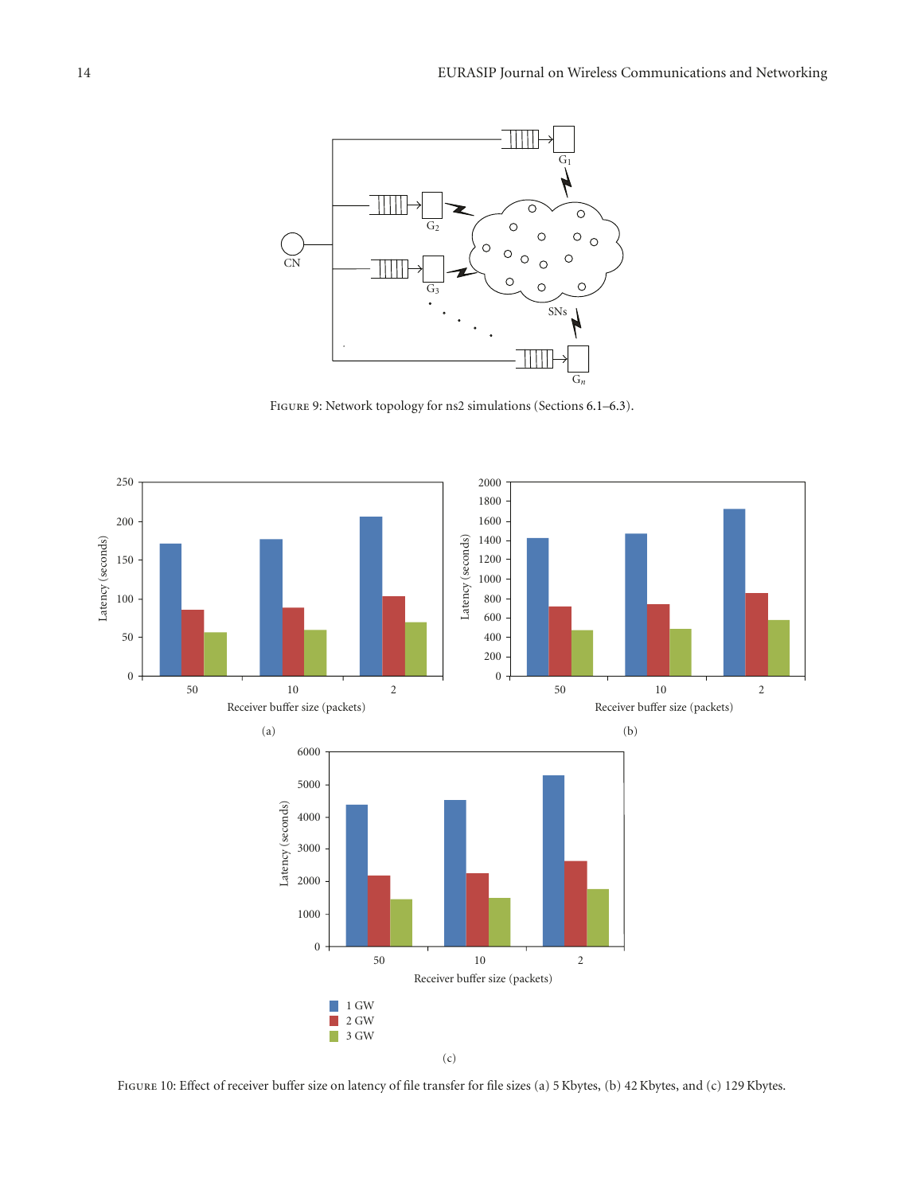Figure 9: Network topology for ns2 simulations (Sections 6.1–6.3).

Figure 10: Effect of receiver buffer size on latency of file transfer for file sizes (a) 5 Kbytes, (b) 42 Kbytes, and (c) 129 Kbytes.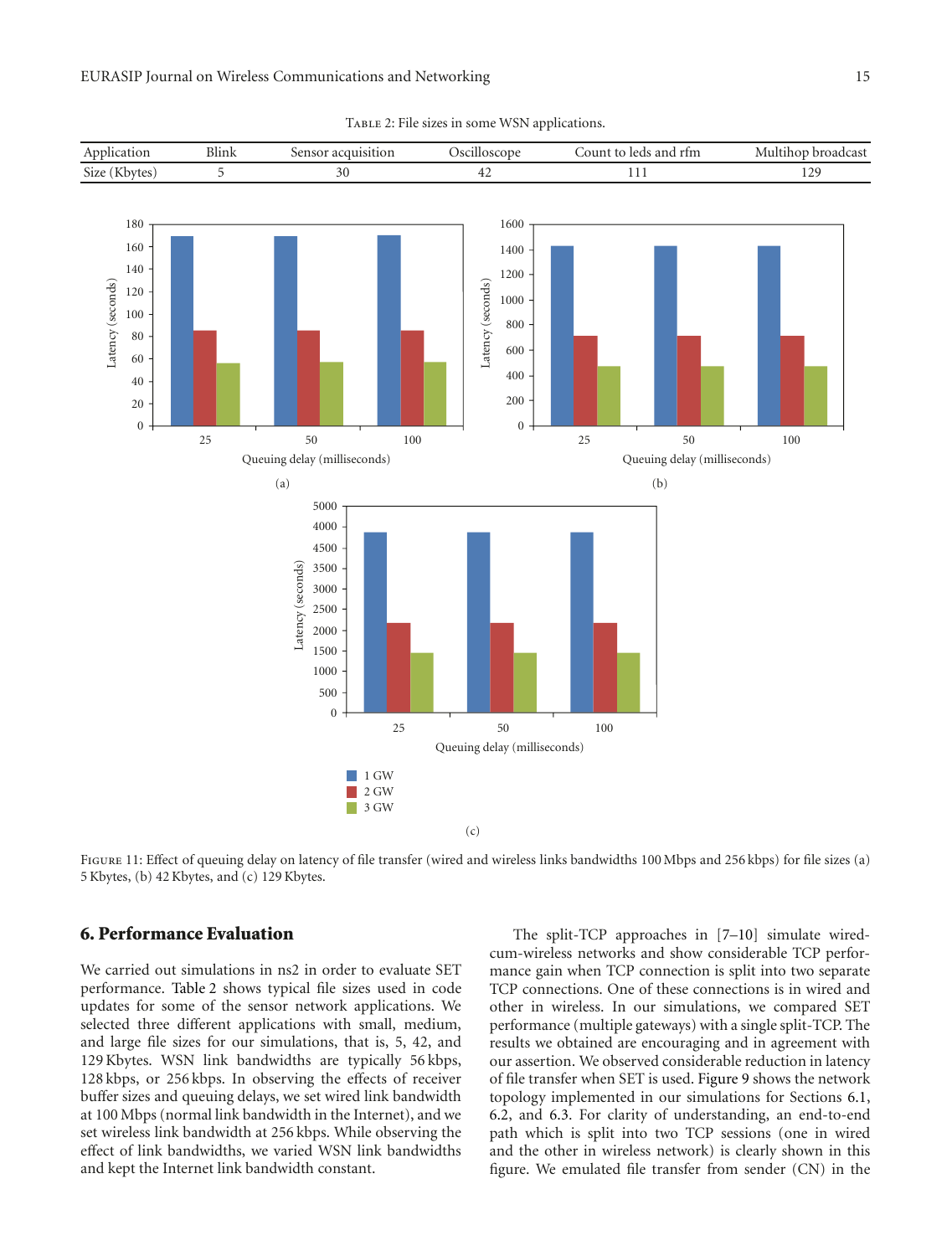Table 2: File sizes in some WSN applications.

| Application | Blink | Sensor acquisition | Oscilloscope | Count to leds and rfm | Multihop broadcast |
|---|---|---|---|---|---|
| Size (Kbytes) | 5 | 30 | 42 | 111 | 129 |

Figure 11: Effect of queuing delay on latency of file transfer (wired and wireless links bandwidths 100 Mbps and 256 kbps) for file sizes (a) 5 Kbytes, (b) 42 Kbytes, and (c) 129 Kbytes.

## 6. Performance Evaluation

We carried out simulations in ns2 in order to evaluate SET performance. Table 2 shows typical file sizes used in code updates for some of the sensor network applications. We selected three different applications with small, medium, and large file sizes for our simulations, that is, 5, 42, and 129 Kbytes. WSN link bandwidths are typically 56 kbps, 128 kbps, or 256 kbps. In observing the effects of receiver buffer sizes and queuing delays, we set wired link bandwidth at 100 Mbps (normal link bandwidth in the Internet), and we set wireless link bandwidth at 256 kbps. While observing the effect of link bandwidths, we varied WSN link bandwidths and kept the Internet link bandwidth constant.

The split-TCP approaches in [7–10] simulate wired-cum-wireless networks and show considerable TCP performance gain when TCP connection is split into two separate TCP connections. One of these connections is in wired and other in wireless. In our simulations, we compared SET performance (multiple gateways) with a single split-TCP. The results we obtained are encouraging and in agreement with our assertion. We observed considerable reduction in latency of file transfer when SET is used. Figure 9 shows the network topology implemented in our simulations for Sections 6.1, 6.2, and 6.3. For clarity of understanding, an end-to-end path which is split into two TCP sessions (one in wired and the other in wireless network) is clearly shown in this figure. We emulated file transfer from sender (CN) in the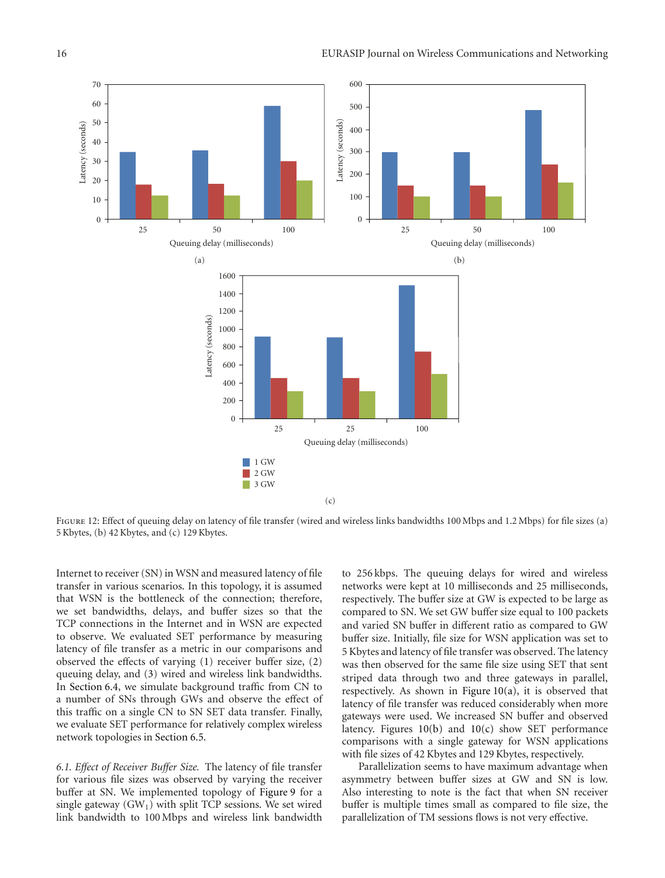FIGURE 12: Effect of queuing delay on latency of file transfer (wired and wireless links bandwidths 100 Mbps and 1.2 Mbps) for file sizes (a) 5 Kbytes, (b) 42 Kbytes, and (c) 129 Kbytes.

Internet to receiver (SN) in WSN and measured latency of file transfer in various scenarios. In this topology, it is assumed that WSN is the bottleneck of the connection; therefore, we set bandwidths, delays, and buffer sizes so that the TCP connections in the Internet and in WSN are expected to observe. We evaluated SET performance by measuring latency of file transfer as a metric in our comparisons and observed the effects of varying (1) receiver buffer size, (2) queuing delay, and (3) wired and wireless link bandwidths. In Section 6.4, we simulate background traffic from CN to a number of SNs through GWs and observe the effect of this traffic on a single CN to SN SET data transfer. Finally, we evaluate SET performance for relatively complex wireless network topologies in Section 6.5.

*6.1. Effect of Receiver Buffer Size.* The latency of file transfer for various file sizes was observed by varying the receiver buffer at SN. We implemented topology of Figure 9 for a single gateway ($GW_1$) with split TCP sessions. We set wired link bandwidth to 100 Mbps and wireless link bandwidth to 256 kbps. The queuing delays for wired and wireless networks were kept at 10 milliseconds and 25 milliseconds, respectively. The buffer size at GW is expected to be large as compared to SN. We set GW buffer size equal to 100 packets and varied SN buffer in different ratio as compared to GW buffer size. Initially, file size for WSN application was set to 5 Kbytes and latency of file transfer was observed. The latency was then observed for the same file size using SET that sent striped data through two and three gateways in parallel, respectively. As shown in Figure 10(a), it is observed that latency of file transfer was reduced considerably when more gateways were used. We increased SN buffer and observed latency. Figures 10(b) and 10(c) show SET performance comparisons with a single gateway for WSN applications with file sizes of 42 Kbytes and 129 Kbytes, respectively.

Parallelization seems to have maximum advantage when asymmetry between buffer sizes at GW and SN is low. Also interesting to note is the fact that when SN receiver buffer is multiple times small as compared to file size, the parallelization of TM sessions flows is not very effective.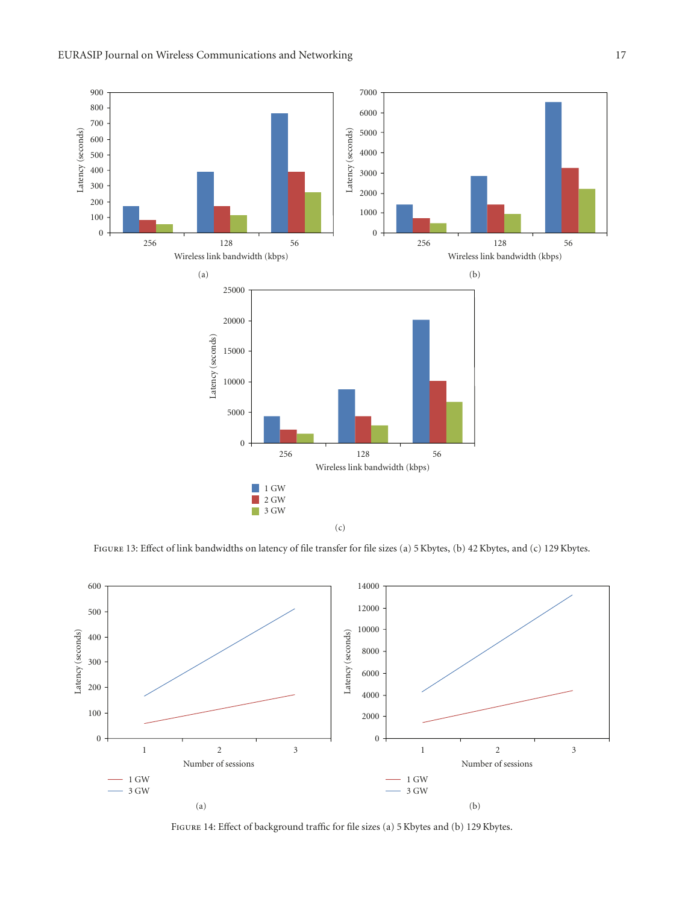Figure 13: Effect of link bandwidths on latency of file transfer for file sizes (a) 5 Kbytes, (b) 42 Kbytes, and (c) 129 Kbytes.

Figure 14: Effect of background traffic for file sizes (a) 5 Kbytes and (b) 129 Kbytes.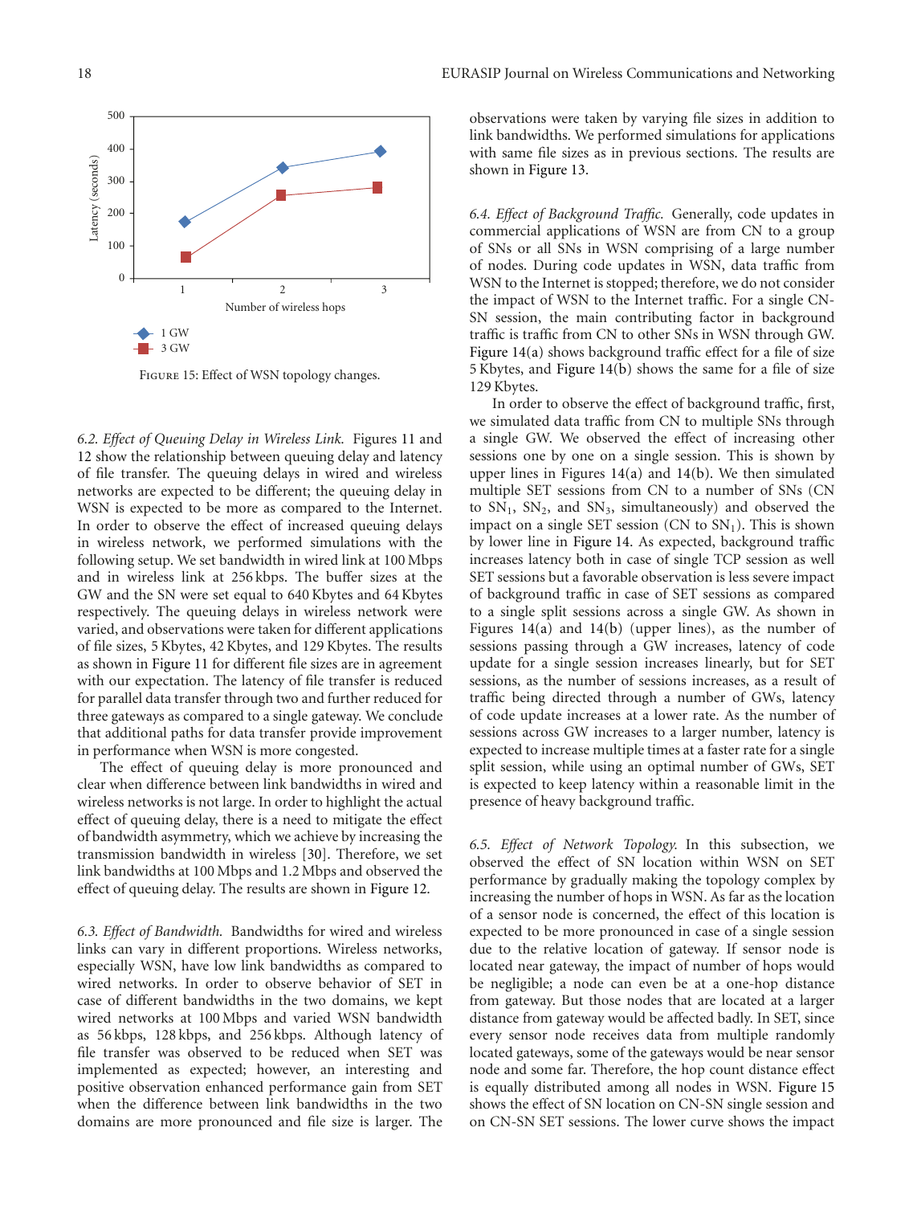500
400
300
200
100
0
Latency (seconds)
1
2
3
Number of wireless hops
1 GW
3 GW

Figure 15: Effect of WSN topology changes.

*6.2. Effect of Queuing Delay in Wireless Link.* Figures 11 and 12 show the relationship between queuing delay and latency of file transfer. The queuing delays in wired and wireless networks are expected to be different; the queuing delay in WSN is expected to be more as compared to the Internet. In order to observe the effect of increased queuing delays in wireless network, we performed simulations with the following setup. We set bandwidth in wired link at 100 Mbps and in wireless link at 256 kbps. The buffer sizes at the GW and the SN were set equal to 640 Kbytes and 64 Kbytes respectively. The queuing delays in wireless network were varied, and observations were taken for different applications of file sizes, 5 Kbytes, 42 Kbytes, and 129 Kbytes. The results as shown in Figure 11 for different file sizes are in agreement with our expectation. The latency of file transfer is reduced for parallel data transfer through two and further reduced for three gateways as compared to a single gateway. We conclude that additional paths for data transfer provide improvement in performance when WSN is more congested.

The effect of queuing delay is more pronounced and clear when difference between link bandwidths in wired and wireless networks is not large. In order to highlight the actual effect of queuing delay, there is a need to mitigate the effect of bandwidth asymmetry, which we achieve by increasing the transmission bandwidth in wireless [30]. Therefore, we set link bandwidths at 100 Mbps and 1.2 Mbps and observed the effect of queuing delay. The results are shown in Figure 12.

*6.3. Effect of Bandwidth.* Bandwidths for wired and wireless links can vary in different proportions. Wireless networks, especially WSN, have low link bandwidths as compared to wired networks. In order to observe behavior of SET in case of different bandwidths in the two domains, we kept wired networks at 100 Mbps and varied WSN bandwidth as 56 kbps, 128 kbps, and 256 kbps. Although latency of file transfer was observed to be reduced when SET was implemented as expected; however, an interesting and positive observation enhanced performance gain from SET when the difference between link bandwidths in the two domains are more pronounced and file size is larger. The observations were taken by varying file sizes in addition to link bandwidths. We performed simulations for applications with same file sizes as in previous sections. The results are shown in Figure 13.

*6.4. Effect of Background Traffic.* Generally, code updates in commercial applications of WSN are from CN to a group of SNs or all SNs in WSN comprising of a large number of nodes. During code updates in WSN, data traffic from WSN to the Internet is stopped; therefore, we do not consider the impact of WSN to the Internet traffic. For a single CN-SN session, the main contributing factor in background traffic is traffic from CN to other SNs in WSN through GW. Figure 14(a) shows background traffic effect for a file of size 5 Kbytes, and Figure 14(b) shows the same for a file of size 129 Kbytes.

In order to observe the effect of background traffic, first, we simulated data traffic from CN to multiple SNs through a single GW. We observed the effect of increasing other sessions one by one on a single session. This is shown by upper lines in Figures 14(a) and 14(b). We then simulated multiple SET sessions from CN to a number of SNs (CN to $SN_1$, $SN_2$, and $SN_3$, simultaneously) and observed the impact on a single SET session (CN to $SN_1$). This is shown by lower line in Figure 14. As expected, background traffic increases latency both in case of single TCP session as well SET sessions but a favorable observation is less severe impact of background traffic in case of SET sessions as compared to a single split sessions across a single GW. As shown in Figures 14(a) and 14(b) (upper lines), as the number of sessions passing through a GW increases, latency of code update for a single session increases linearly, but for SET sessions, as the number of sessions increases, as a result of traffic being directed through a number of GWs, latency of code update increases at a lower rate. As the number of sessions across GW increases to a larger number, latency is expected to increase multiple times at a faster rate for a single split session, while using an optimal number of GWs, SET is expected to keep latency within a reasonable limit in the presence of heavy background traffic.

*6.5. Effect of Network Topology.* In this subsection, we observed the effect of SN location within WSN on SET performance by gradually making the topology complex by increasing the number of hops in WSN. As far as the location of a sensor node is concerned, the effect of this location is expected to be more pronounced in case of a single session due to the relative location of gateway. If sensor node is located near gateway, the impact of number of hops would be negligible; a node can even be at a one-hop distance from gateway. But those nodes that are located at a larger distance from gateway would be affected badly. In SET, since every sensor node receives data from multiple randomly located gateways, some of the gateways would be near sensor node and some far. Therefore, the hop count distance effect is equally distributed among all nodes in WSN. Figure 15 shows the effect of SN location on CN-SN single session and on CN-SN SET sessions. The lower curve shows the impact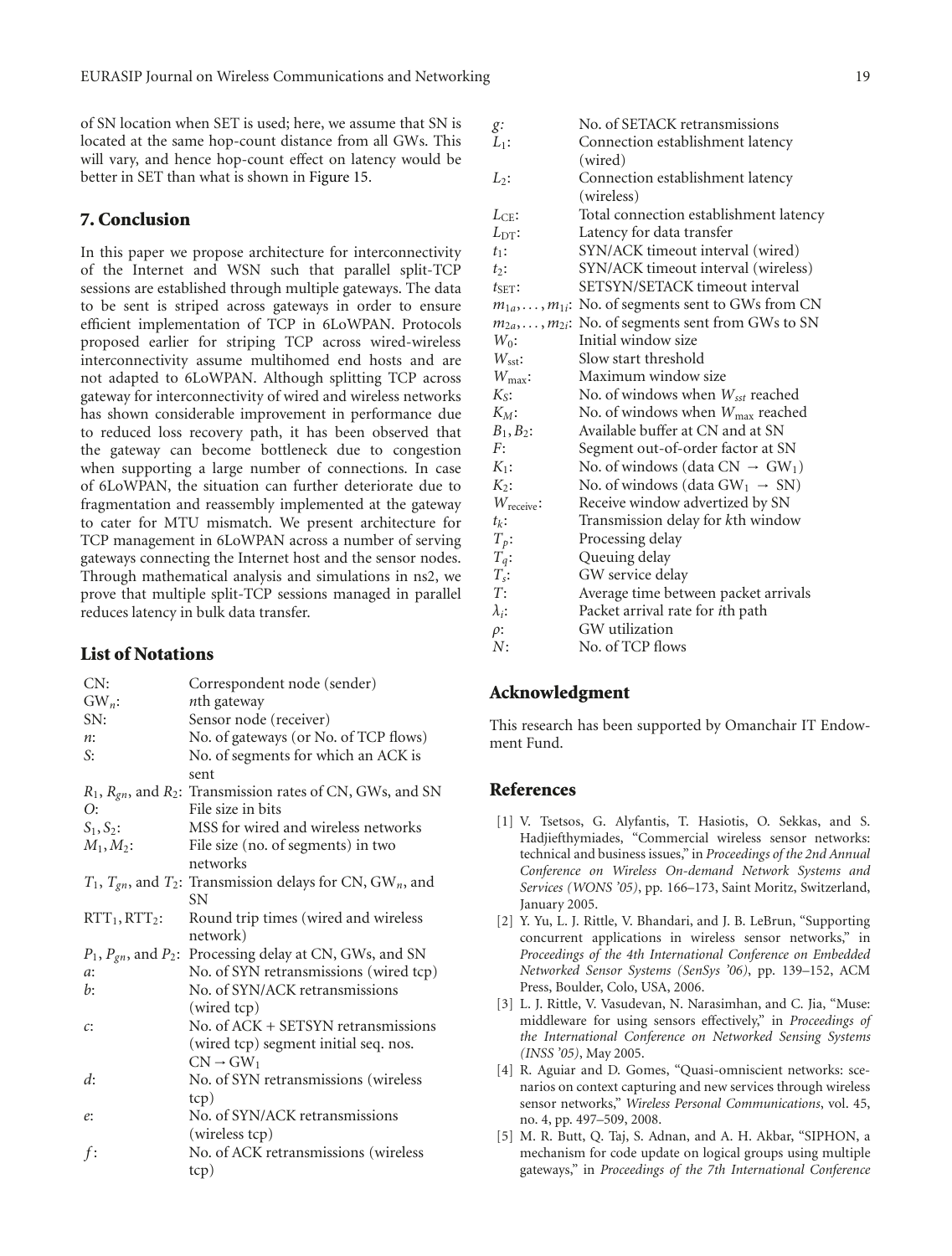of SN location when SET is used; here, we assume that SN is located at the same hop-count distance from all GWs. This will vary, and hence hop-count effect on latency would be better in SET than what is shown in Figure 15.

## 7. Conclusion

In this paper we propose architecture for interconnectivity of the Internet and WSN such that parallel split-TCP sessions are established through multiple gateways. The data to be sent is striped across gateways in order to ensure efficient implementation of TCP in 6LoWPAN. Protocols proposed earlier for striping TCP across wired-wireless interconnectivity assume multihomed end hosts and are not adapted to 6LoWPAN. Although splitting TCP across gateway for interconnectivity of wired and wireless networks has shown considerable improvement in performance due to reduced loss recovery path, it has been observed that the gateway can become bottleneck due to congestion when supporting a large number of connections. In case of 6LoWPAN, the situation can further deteriorate due to fragmentation and reassembly implemented at the gateway to cater for MTU mismatch. We present architecture for TCP management in 6LoWPAN across a number of serving gateways connecting the Internet host and the sensor nodes. Through mathematical analysis and simulations in ns2, we prove that multiple split-TCP sessions managed in parallel reduces latency in bulk data transfer.

## List of Notations

| | |
|---|---|
| CN: | Correspondent node (sender) |
| $GW_n$: | $n$th gateway |
| SN: | Sensor node (receiver) |
| $n$: | No. of gateways (or No. of TCP flows) |
| $S$: | No. of segments for which an ACK is sent |
| $R_1$, $R_{gn}$, and $R_2$: | Transmission rates of CN, GWs, and SN |
| $O$: | File size in bits |
| $S_1, S_2$: | MSS for wired and wireless networks |
| $M_1, M_2$: | File size (no. of segments) in two networks |
| $T_1$, $T_{gn}$, and $T_2$: | Transmission delays for CN, $GW_n$, and SN |
| $RTT_1, RTT_2$: | Round trip times (wired and wireless network) |
| $P_1$, $P_{gn}$, and $P_2$: | Processing delay at CN, GWs, and SN |
| $a$: | No. of SYN retransmissions (wired tcp) |
| $b$: | No. of SYN/ACK retransmissions (wired tcp) |
| $c$: | No. of ACK + SETSYN retransmissions (wired tcp) segment initial seq. nos. $CN \rightarrow GW_1$ |
| $d$: | No. of SYN retransmissions (wireless tcp) |
| $e$: | No. of SYN/ACK retransmissions (wireless tcp) |
| $f$: | No. of ACK retransmissions (wireless tcp) |
| $g$: | No. of SETACK retransmissions |
| $L_1$: | Connection establishment latency (wired) |
| $L_2$: | Connection establishment latency (wireless) |
| $L_{CE}$: | Total connection establishment latency |
| $L_{DT}$: | Latency for data transfer |
| $t_1$: | SYN/ACK timeout interval (wired) |
| $t_2$: | SYN/ACK timeout interval (wireless) |
| $t_{SET}$: | SETSYN/SETACK timeout interval |
| $m_{1a}, \ldots, m_{1i}$: | No. of segments sent to GWs from CN |
| $m_{2a}, \ldots, m_{2i}$: | No. of segments sent from GWs to SN |
| $W_0$: | Initial window size |
| $W_{sst}$: | Slow start threshold |
| $W_{max}$: | Maximum window size |
| $K_S$: | No. of windows when $W_{sst}$ reached |
| $K_M$: | No. of windows when $W_{max}$ reached |
| $B_1, B_2$: | Available buffer at CN and at SN |
| $F$: | Segment out-of-order factor at SN |
| $K_1$: | No. of windows (data $CN \rightarrow GW_1$) |
| $K_2$: | No. of windows (data $GW_1 \rightarrow SN$) |
| $W_{receive}$: | Receive window advertized by SN |
| $t_k$: | Transmission delay for $k$th window |
| $T_p$: | Processing delay |
| $T_q$: | Queuing delay |
| $T_s$: | GW service delay |
| $T$: | Average time between packet arrivals |
| $\lambda_i$: | Packet arrival rate for $i$th path |
| $\rho$: | GW utilization |
| $N$: | No. of TCP flows |

## Acknowledgment

This research has been supported by Omanchair IT Endowment Fund.

## References

[1] V. Tsetsos, G. Alyfantis, T. Hasiotis, O. Sekkas, and S. Hadjiefthymiades, "Commercial wireless sensor networks: technical and business issues," in *Proceedings of the 2nd Annual Conference on Wireless On-demand Network Systems and Services (WONS '05)*, pp. 166–173, Saint Moritz, Switzerland, January 2005.

[2] Y. Yu, L. J. Rittle, V. Bhandari, and J. B. LeBrun, "Supporting concurrent applications in wireless sensor networks," in *Proceedings of the 4th International Conference on Embedded Networked Sensor Systems (SenSys '06)*, pp. 139–152, ACM Press, Boulder, Colo, USA, 2006.

[3] L. J. Rittle, V. Vasudevan, N. Narasimhan, and C. Jia, "Muse: middleware for using sensors effectively," in *Proceedings of the International Conference on Networked Sensing Systems (INSS '05)*, May 2005.

[4] R. Aguiar and D. Gomes, "Quasi-omniscient networks: scenarios on context capturing and new services through wireless sensor networks," *Wireless Personal Communications*, vol. 45, no. 4, pp. 497–509, 2008.

[5] M. R. Butt, Q. Taj, S. Adnan, and A. H. Akbar, "SIPHON, a mechanism for code update on logical groups using multiple gateways," in *Proceedings of the 7th International Conference*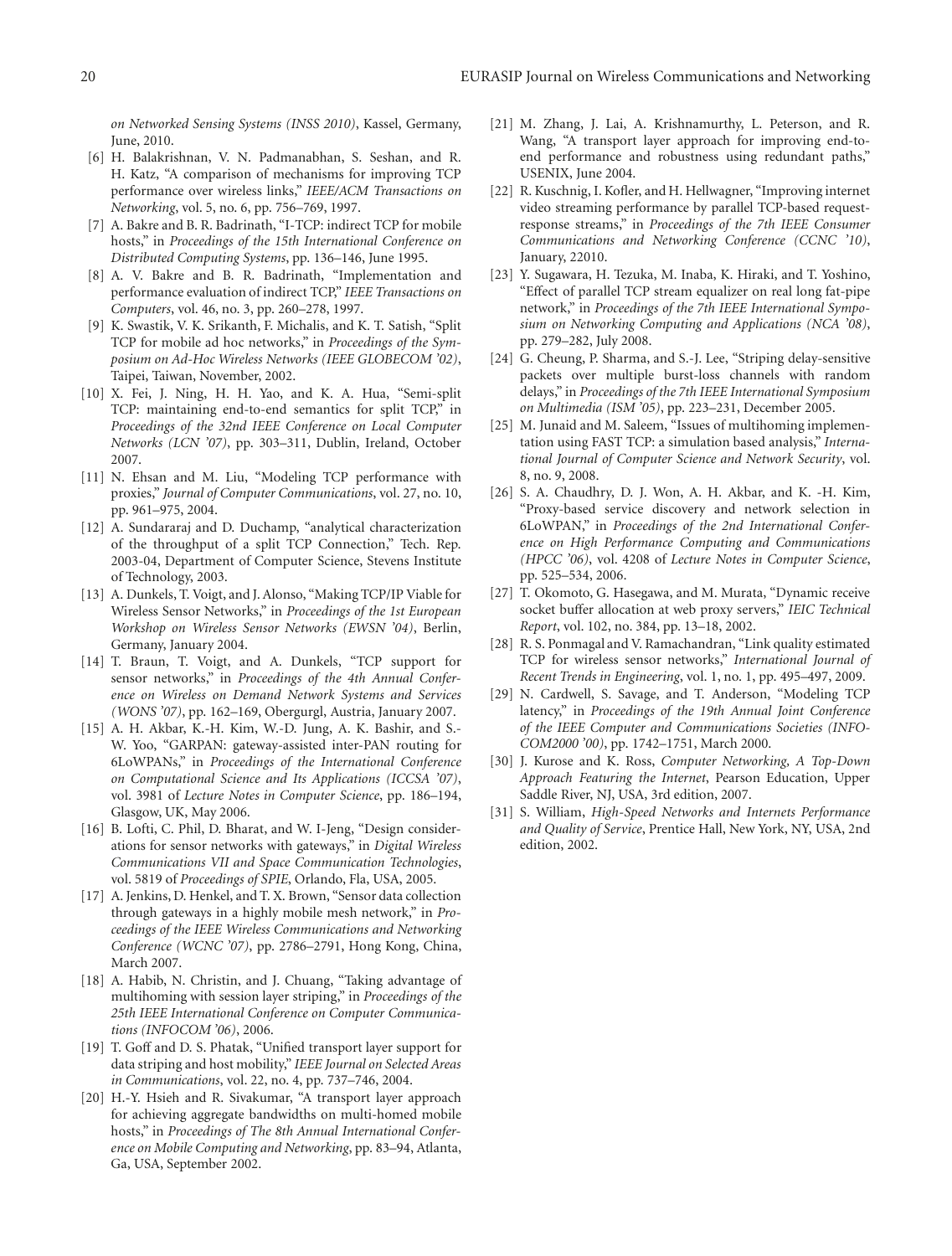*on Networked Sensing Systems (INSS 2010)*, Kassel, Germany, June, 2010.

[6] H. Balakrishnan, V. N. Padmanabhan, S. Seshan, and R. H. Katz, "A comparison of mechanisms for improving TCP performance over wireless links," *IEEE/ACM Transactions on Networking*, vol. 5, no. 6, pp. 756–769, 1997.

[7] A. Bakre and B. R. Badrinath, "I-TCP: indirect TCP for mobile hosts," in *Proceedings of the 15th International Conference on Distributed Computing Systems*, pp. 136–146, June 1995.

[8] A. V. Bakre and B. R. Badrinath, "Implementation and performance evaluation of indirect TCP," *IEEE Transactions on Computers*, vol. 46, no. 3, pp. 260–278, 1997.

[9] K. Swastik, V. K. Srikanth, F. Michalis, and K. T. Satish, "Split TCP for mobile ad hoc networks," in *Proceedings of the Symposium on Ad-Hoc Wireless Networks (IEEE GLOBECOM '02)*, Taipei, Taiwan, November, 2002.

[10] X. Fei, J. Ning, H. H. Yao, and K. A. Hua, "Semi-split TCP: maintaining end-to-end semantics for split TCP," in *Proceedings of the 32nd IEEE Conference on Local Computer Networks (LCN '07)*, pp. 303–311, Dublin, Ireland, October 2007.

[11] N. Ehsan and M. Liu, "Modeling TCP performance with proxies," *Journal of Computer Communications*, vol. 27, no. 10, pp. 961–975, 2004.

[12] A. Sundararaj and D. Duchamp, "analytical characterization of the throughput of a split TCP Connection," Tech. Rep. 2003-04, Department of Computer Science, Stevens Institute of Technology, 2003.

[13] A. Dunkels, T. Voigt, and J. Alonso, "Making TCP/IP Viable for Wireless Sensor Networks," in *Proceedings of the 1st European Workshop on Wireless Sensor Networks (EWSN '04)*, Berlin, Germany, January 2004.

[14] T. Braun, T. Voigt, and A. Dunkels, "TCP support for sensor networks," in *Proceedings of the 4th Annual Conference on Wireless on Demand Network Systems and Services (WONS '07)*, pp. 162–169, Obergurgl, Austria, January 2007.

[15] A. H. Akbar, K.-H. Kim, W.-D. Jung, A. K. Bashir, and S.-W. Yoo, "GARPAN: gateway-assisted inter-PAN routing for 6LoWPANs," in *Proceedings of the International Conference on Computational Science and Its Applications (ICCSA '07)*, vol. 3981 of *Lecture Notes in Computer Science*, pp. 186–194, Glasgow, UK, May 2006.

[16] B. Lofti, C. Phil, D. Bharat, and W. I-Jeng, "Design considerations for sensor networks with gateways," in *Digital Wireless Communications VII and Space Communication Technologies*, vol. 5819 of *Proceedings of SPIE*, Orlando, Fla, USA, 2005.

[17] A. Jenkins, D. Henkel, and T. X. Brown, "Sensor data collection through gateways in a highly mobile mesh network," in *Proceedings of the IEEE Wireless Communications and Networking Conference (WCNC '07)*, pp. 2786–2791, Hong Kong, China, March 2007.

[18] A. Habib, N. Christin, and J. Chuang, "Taking advantage of multihoming with session layer striping," in *Proceedings of the 25th IEEE International Conference on Computer Communications (INFOCOM '06)*, 2006.

[19] T. Goff and D. S. Phatak, "Unified transport layer support for data striping and host mobility," *IEEE Journal on Selected Areas in Communications*, vol. 22, no. 4, pp. 737–746, 2004.

[20] H.-Y. Hsieh and R. Sivakumar, "A transport layer approach for achieving aggregate bandwidths on multi-homed mobile hosts," in *Proceedings of The 8th Annual International Conference on Mobile Computing and Networking*, pp. 83–94, Atlanta, Ga, USA, September 2002.

[21] M. Zhang, J. Lai, A. Krishnamurthy, L. Peterson, and R. Wang, "A transport layer approach for improving end-to-end performance and robustness using redundant paths," USENIX, June 2004.

[22] R. Kuschnig, I. Kofler, and H. Hellwagner, "Improving internet video streaming performance by parallel TCP-based request-response streams," in *Proceedings of the 7th IEEE Consumer Communications and Networking Conference (CCNC '10)*, January, 22010.

[23] Y. Sugawara, H. Tezuka, M. Inaba, K. Hiraki, and T. Yoshino, "Effect of parallel TCP stream equalizer on real long fat-pipe network," in *Proceedings of the 7th IEEE International Symposium on Networking Computing and Applications (NCA '08)*, pp. 279–282, July 2008.

[24] G. Cheung, P. Sharma, and S.-J. Lee, "Striping delay-sensitive packets over multiple burst-loss channels with random delays," in *Proceedings of the 7th IEEE International Symposium on Multimedia (ISM '05)*, pp. 223–231, December 2005.

[25] M. Junaid and M. Saleem, "Issues of multihoming implementation using FAST TCP: a simulation based analysis," *International Journal of Computer Science and Network Security*, vol. 8, no. 9, 2008.

[26] S. A. Chaudhry, D. J. Won, A. H. Akbar, and K. -H. Kim, "Proxy-based service discovery and network selection in 6LoWPAN," in *Proceedings of the 2nd International Conference on High Performance Computing and Communications (HPCC '06)*, vol. 4208 of *Lecture Notes in Computer Science*, pp. 525–534, 2006.

[27] T. Okomoto, G. Hasegawa, and M. Murata, "Dynamic receive socket buffer allocation at web proxy servers," *IEIC Technical Report*, vol. 102, no. 384, pp. 13–18, 2002.

[28] R. S. Ponmagal and V. Ramachandran, "Link quality estimated TCP for wireless sensor networks," *International Journal of Recent Trends in Engineering*, vol. 1, no. 1, pp. 495–497, 2009.

[29] N. Cardwell, S. Savage, and T. Anderson, "Modeling TCP latency," in *Proceedings of the 19th Annual Joint Conference of the IEEE Computer and Communications Societies (INFOCOM2000 '00)*, pp. 1742–1751, March 2000.

[30] J. Kurose and K. Ross, *Computer Networking, A Top-Down Approach Featuring the Internet*, Pearson Education, Upper Saddle River, NJ, USA, 3rd edition, 2007.

[31] S. William, *High-Speed Networks and Internets Performance and Quality of Service*, Prentice Hall, New York, NY, USA, 2nd edition, 2002.